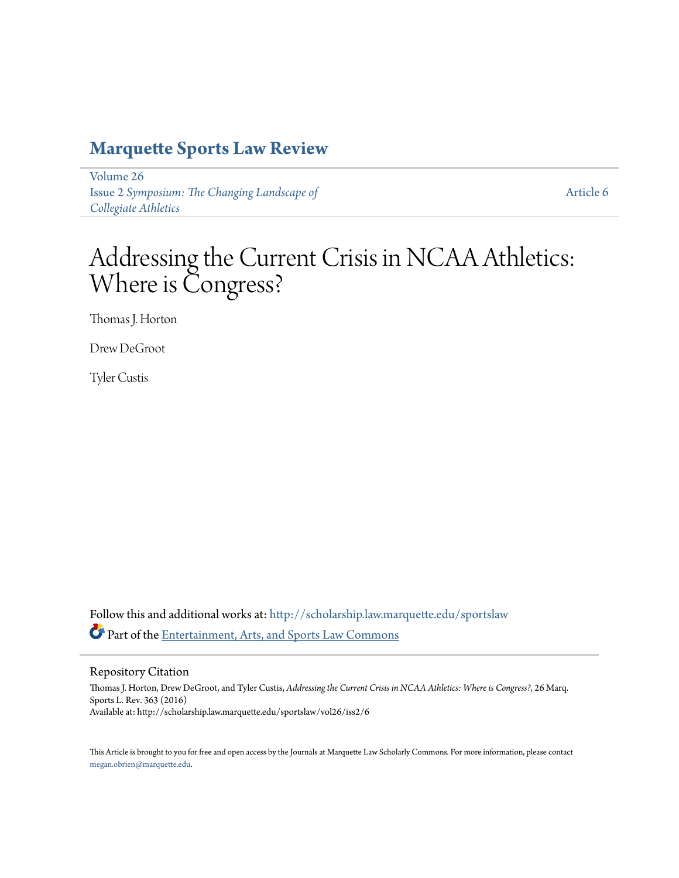# Marquette Sports Law Review

Volume 26
Issue 2 *Symposium: The Changing Landscape of Collegiate Athletics*

Article 6

# Addressing the Current Crisis in NCAA Athletics: Where is Congress?

Thomas J. Horton

Drew DeGroot

Tyler Custis

Follow this and additional works at: http://scholarship.law.marquette.edu/sportslaw

Part of the Entertainment, Arts, and Sports Law Commons

## Repository Citation

Thomas J. Horton, Drew DeGroot, and Tyler Custis, *Addressing the Current Crisis in NCAA Athletics: Where is Congress?*, 26 Marq. Sports L. Rev. 363 (2016)
Available at: http://scholarship.law.marquette.edu/sportslaw/vol26/iss2/6

This Article is brought to you for free and open access by the Journals at Marquette Law Scholarly Commons. For more information, please contact megan.obrien@marquette.edu.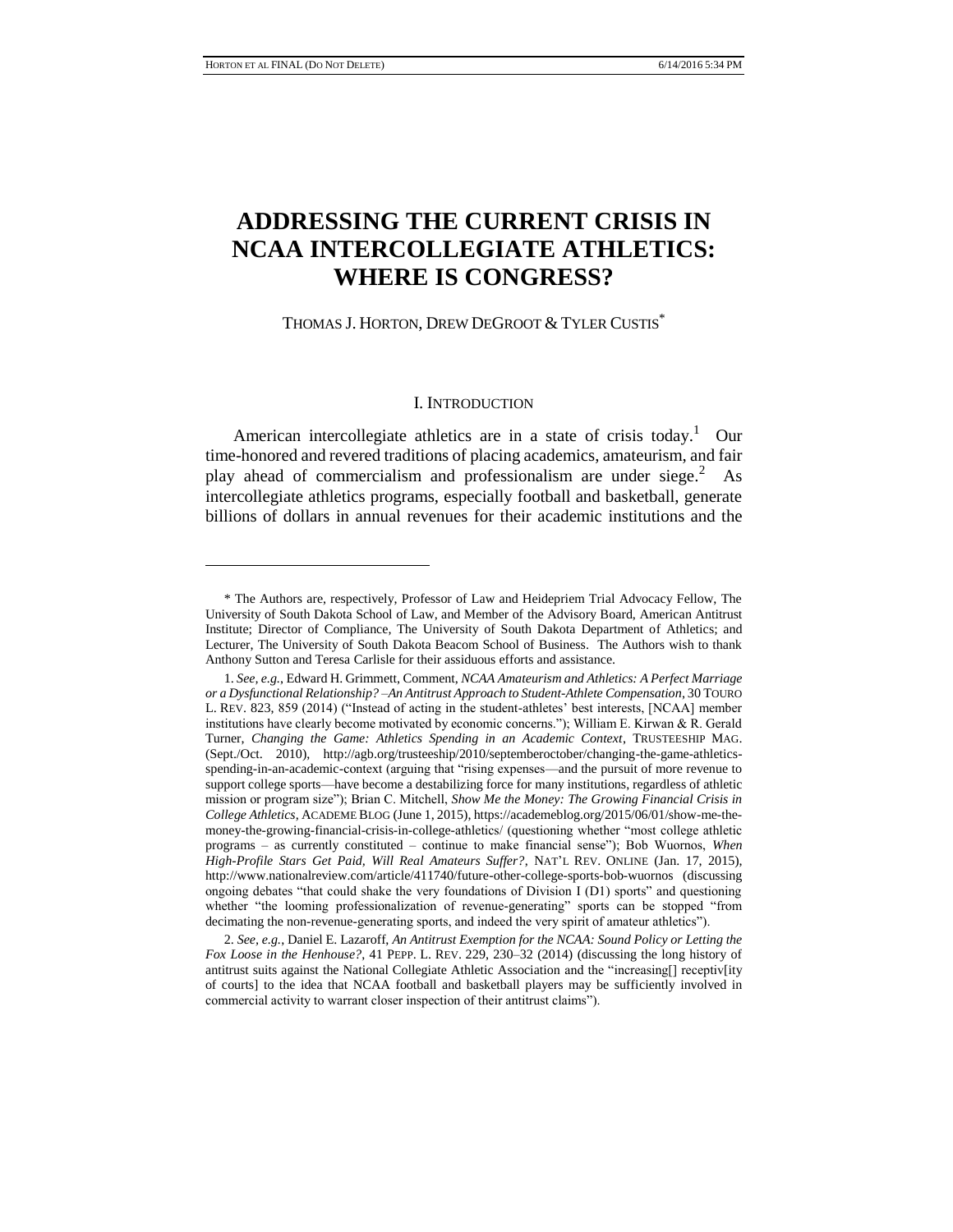# ADDRESSING THE CURRENT CRISIS IN NCAA INTERCOLLEGIATE ATHLETICS: WHERE IS CONGRESS?

THOMAS J. HORTON, DREW DEGROOT & TYLER CUSTIS*

## I. INTRODUCTION

American intercollegiate athletics are in a state of crisis today.[1] Our time-honored and revered traditions of placing academics, amateurism, and fair play ahead of commercialism and professionalism are under siege.[2] As intercollegiate athletics programs, especially football and basketball, generate billions of dollars in annual revenues for their academic institutions and the

---

\* The Authors are, respectively, Professor of Law and Heidepriem Trial Advocacy Fellow, The University of South Dakota School of Law, and Member of the Advisory Board, American Antitrust Institute; Director of Compliance, The University of South Dakota Department of Athletics; and Lecturer, The University of South Dakota Beacom School of Business. The Authors wish to thank Anthony Sutton and Teresa Carlisle for their assiduous efforts and assistance.

1. *See, e.g.*, Edward H. Grimmett, Comment, *NCAA Amateurism and Athletics: A Perfect Marriage or a Dysfunctional Relationship? –An Antitrust Approach to Student-Athlete Compensation*, 30 TOURO L. REV. 823, 859 (2014) ("Instead of acting in the student-athletes' best interests, [NCAA] member institutions have clearly become motivated by economic concerns."); William E. Kirwan & R. Gerald Turner, *Changing the Game: Athletics Spending in an Academic Context*, TRUSTEESHIP MAG. (Sept./Oct. 2010), http://agb.org/trusteeship/2010/septemberoctober/changing-the-game-athletics-spending-in-an-academic-context (arguing that "rising expenses—and the pursuit of more revenue to support college sports—have become a destabilizing force for many institutions, regardless of athletic mission or program size"); Brian C. Mitchell, *Show Me the Money: The Growing Financial Crisis in College Athletics*, ACADEME BLOG (June 1, 2015), https://academeblog.org/2015/06/01/show-me-the-money-the-growing-financial-crisis-in-college-athletics/ (questioning whether "most college athletic programs – as currently constituted – continue to make financial sense"); Bob Wuornos, *When High-Profile Stars Get Paid, Will Real Amateurs Suffer?*, NAT'L REV. ONLINE (Jan. 17, 2015), http://www.nationalreview.com/article/411740/future-other-college-sports-bob-wuornos (discussing ongoing debates "that could shake the very foundations of Division I (D1) sports" and questioning whether "the looming professionalization of revenue-generating" sports can be stopped "from decimating the non-revenue-generating sports, and indeed the very spirit of amateur athletics").

2. *See, e.g.*, Daniel E. Lazaroff, *An Antitrust Exemption for the NCAA: Sound Policy or Letting the Fox Loose in the Henhouse?*, 41 PEPP. L. REV. 229, 230–32 (2014) (discussing the long history of antitrust suits against the National Collegiate Athletic Association and the "increasing[] receptiv[ity of courts] to the idea that NCAA football and basketball players may be sufficiently involved in commercial activity to warrant closer inspection of their antitrust claims").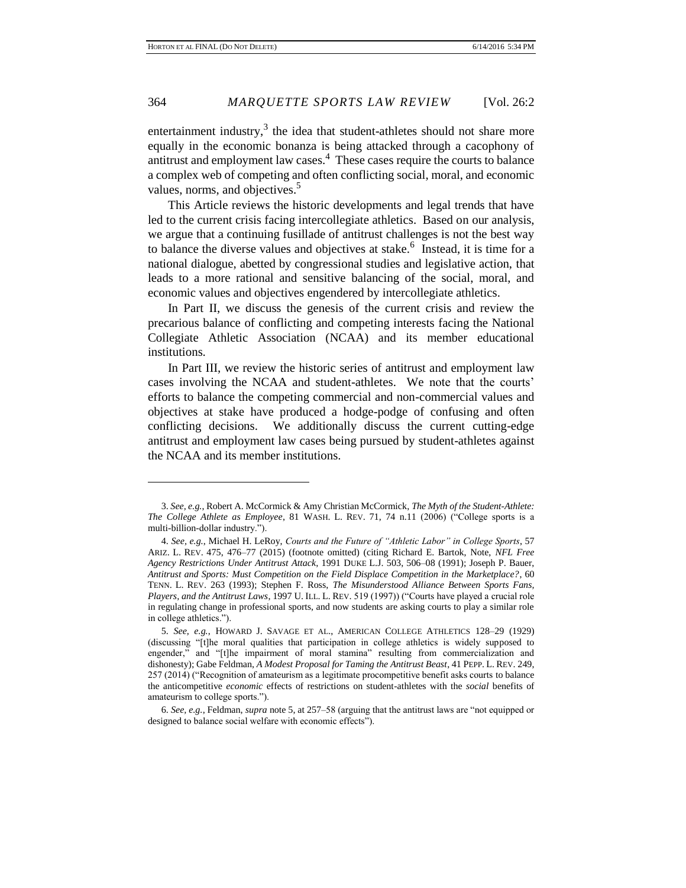entertainment industry,[3] the idea that student-athletes should not share more equally in the economic bonanza is being attacked through a cacophony of antitrust and employment law cases.[4] These cases require the courts to balance a complex web of competing and often conflicting social, moral, and economic values, norms, and objectives.[5]

This Article reviews the historic developments and legal trends that have led to the current crisis facing intercollegiate athletics. Based on our analysis, we argue that a continuing fusillade of antitrust challenges is not the best way to balance the diverse values and objectives at stake.[6] Instead, it is time for a national dialogue, abetted by congressional studies and legislative action, that leads to a more rational and sensitive balancing of the social, moral, and economic values and objectives engendered by intercollegiate athletics.

In Part II, we discuss the genesis of the current crisis and review the precarious balance of conflicting and competing interests facing the National Collegiate Athletic Association (NCAA) and its member educational institutions.

In Part III, we review the historic series of antitrust and employment law cases involving the NCAA and student-athletes. We note that the courts' efforts to balance the competing commercial and non-commercial values and objectives at stake have produced a hodge-podge of confusing and often conflicting decisions. We additionally discuss the current cutting-edge antitrust and employment law cases being pursued by student-athletes against the NCAA and its member institutions.

---

3. *See, e.g.*, Robert A. McCormick & Amy Christian McCormick, *The Myth of the Student-Athlete: The College Athlete as Employee*, 81 WASH. L. REV. 71, 74 n.11 (2006) ("College sports is a multi-billion-dollar industry.").

4. *See, e.g.*, Michael H. LeRoy, *Courts and the Future of "Athletic Labor" in College Sports*, 57 ARIZ. L. REV. 475, 476–77 (2015) (footnote omitted) (citing Richard E. Bartok, Note, *NFL Free Agency Restrictions Under Antitrust Attack*, 1991 DUKE L.J. 503, 506–08 (1991); Joseph P. Bauer, *Antitrust and Sports: Must Competition on the Field Displace Competition in the Marketplace?*, 60 TENN. L. REV. 263 (1993); Stephen F. Ross, *The Misunderstood Alliance Between Sports Fans, Players, and the Antitrust Laws*, 1997 U. ILL. L. REV. 519 (1997)) ("Courts have played a crucial role in regulating change in professional sports, and now students are asking courts to play a similar role in college athletics.").

5. *See, e.g.*, HOWARD J. SAVAGE ET AL., AMERICAN COLLEGE ATHLETICS 128–29 (1929) (discussing "[t]he moral qualities that participation in college athletics is widely supposed to engender," and "[t]he impairment of moral stamina" resulting from commercialization and dishonesty); Gabe Feldman, *A Modest Proposal for Taming the Antitrust Beast*, 41 PEPP. L. REV. 249, 257 (2014) ("Recognition of amateurism as a legitimate procompetitive benefit asks courts to balance the anticompetitive *economic* effects of restrictions on student-athletes with the *social* benefits of amateurism to college sports.").

6. *See, e.g.*, Feldman, *supra* note 5, at 257–58 (arguing that the antitrust laws are "not equipped or designed to balance social welfare with economic effects").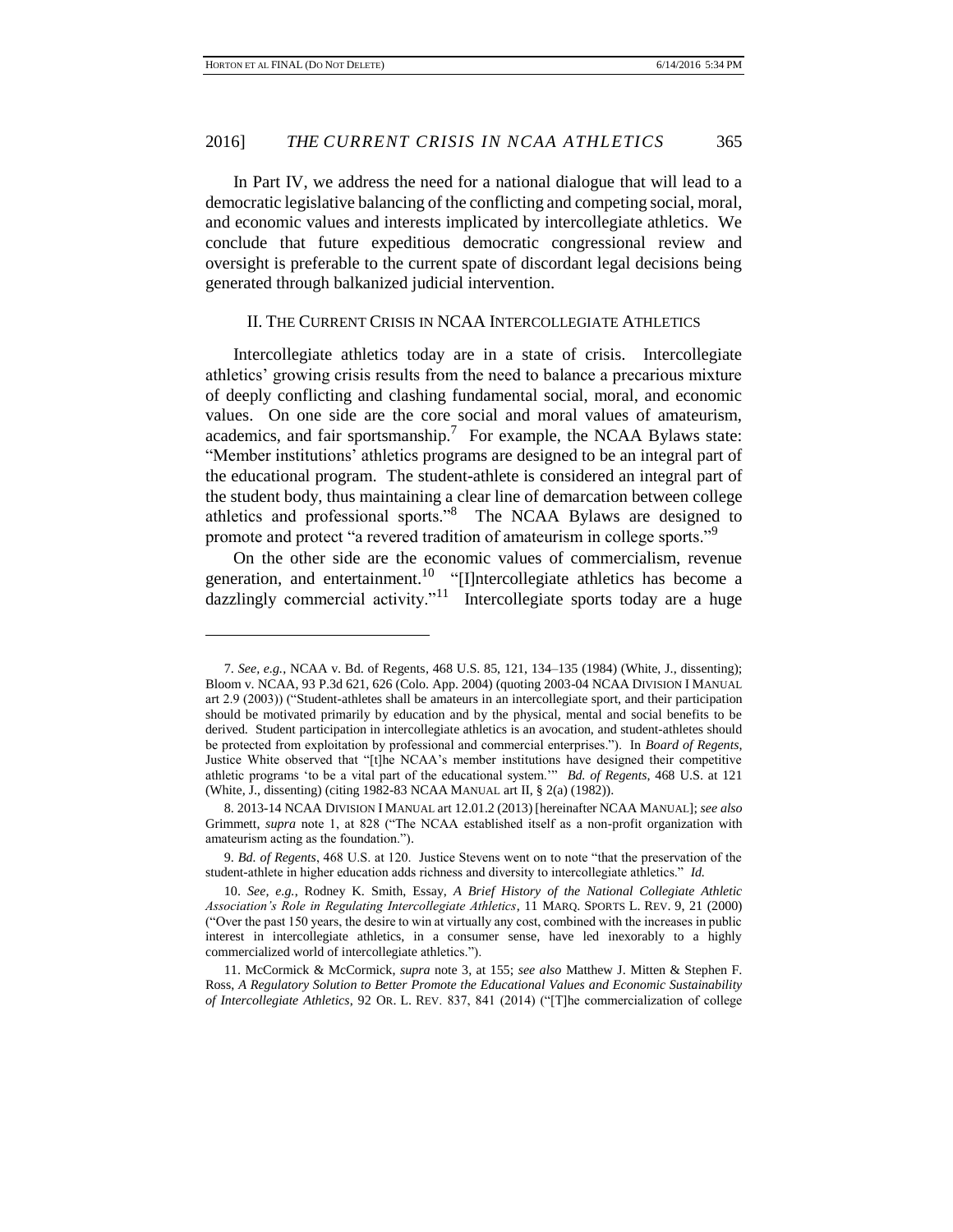In Part IV, we address the need for a national dialogue that will lead to a democratic legislative balancing of the conflicting and competing social, moral, and economic values and interests implicated by intercollegiate athletics. We conclude that future expeditious democratic congressional review and oversight is preferable to the current spate of discordant legal decisions being generated through balkanized judicial intervention.

## II. The Current Crisis in NCAA Intercollegiate Athletics

Intercollegiate athletics today are in a state of crisis. Intercollegiate athletics' growing crisis results from the need to balance a precarious mixture of deeply conflicting and clashing fundamental social, moral, and economic values. On one side are the core social and moral values of amateurism, academics, and fair sportsmanship.[7] For example, the NCAA Bylaws state: "Member institutions' athletics programs are designed to be an integral part of the educational program. The student-athlete is considered an integral part of the student body, thus maintaining a clear line of demarcation between college athletics and professional sports."[8] The NCAA Bylaws are designed to promote and protect "a revered tradition of amateurism in college sports."[9]

On the other side are the economic values of commercialism, revenue generation, and entertainment.[10] "[I]ntercollegiate athletics has become a dazzlingly commercial activity."[11] Intercollegiate sports today are a huge

---

7. *See, e.g.*, NCAA v. Bd. of Regents, 468 U.S. 85, 121, 134–135 (1984) (White, J., dissenting); Bloom v. NCAA, 93 P.3d 621, 626 (Colo. App. 2004) (quoting 2003-04 NCAA Division I Manual art 2.9 (2003)) ("Student-athletes shall be amateurs in an intercollegiate sport, and their participation should be motivated primarily by education and by the physical, mental and social benefits to be derived. Student participation in intercollegiate athletics is an avocation, and student-athletes should be protected from exploitation by professional and commercial enterprises."). In *Board of Regents*, Justice White observed that "[t]he NCAA's member institutions have designed their competitive athletic programs 'to be a vital part of the educational system.'" *Bd. of Regents*, 468 U.S. at 121 (White, J., dissenting) (citing 1982-83 NCAA Manual art II, § 2(a) (1982)).

8. 2013-14 NCAA Division I Manual art 12.01.2 (2013) [hereinafter NCAA Manual]; *see also* Grimmett, *supra* note 1, at 828 ("The NCAA established itself as a non-profit organization with amateurism acting as the foundation.").

9. *Bd. of Regents*, 468 U.S. at 120. Justice Stevens went on to note "that the preservation of the student-athlete in higher education adds richness and diversity to intercollegiate athletics." *Id.*

10. *See, e.g.*, Rodney K. Smith, Essay, *A Brief History of the National Collegiate Athletic Association's Role in Regulating Intercollegiate Athletics*, 11 Marq. Sports L. Rev. 9, 21 (2000) ("Over the past 150 years, the desire to win at virtually any cost, combined with the increases in public interest in intercollegiate athletics, in a consumer sense, have led inexorably to a highly commercialized world of intercollegiate athletics.").

11. McCormick & McCormick, *supra* note 3, at 155; *see also* Matthew J. Mitten & Stephen F. Ross, *A Regulatory Solution to Better Promote the Educational Values and Economic Sustainability of Intercollegiate Athletics*, 92 Or. L. Rev. 837, 841 (2014) ("[T]he commercialization of college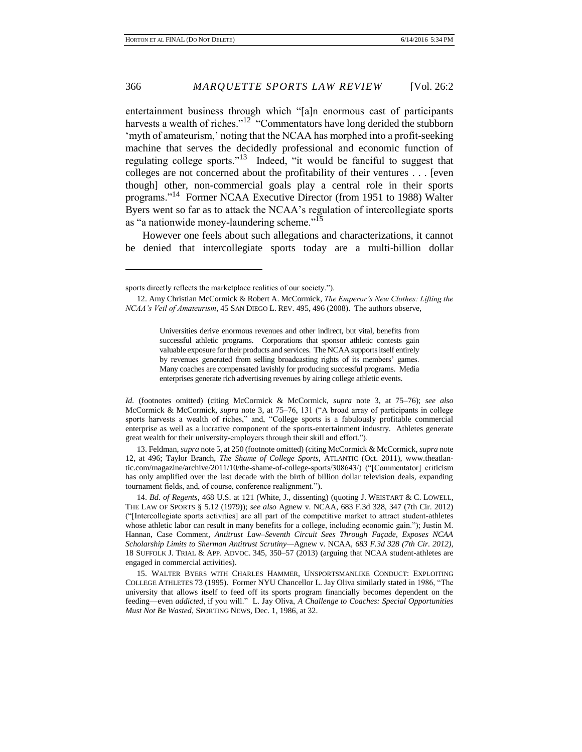entertainment business through which "[a]n enormous cast of participants harvests a wealth of riches."[12] "Commentators have long derided the stubborn 'myth of amateurism,' noting that the NCAA has morphed into a profit-seeking machine that serves the decidedly professional and economic function of regulating college sports."[13] Indeed, "it would be fanciful to suggest that colleges are not concerned about the profitability of their ventures . . . [even though] other, non-commercial goals play a central role in their sports programs."[14] Former NCAA Executive Director (from 1951 to 1988) Walter Byers went so far as to attack the NCAA's regulation of intercollegiate sports as "a nationwide money-laundering scheme."[15]

However one feels about such allegations and characterizations, it cannot be denied that intercollegiate sports today are a multi-billion dollar

---

sports directly reflects the marketplace realities of our society.").

12. Amy Christian McCormick & Robert A. McCormick, *The Emperor's New Clothes: Lifting the NCAA's Veil of Amateurism*, 45 SAN DIEGO L. REV. 495, 496 (2008). The authors observe,

> Universities derive enormous revenues and other indirect, but vital, benefits from successful athletic programs. Corporations that sponsor athletic contests gain valuable exposure for their products and services. The NCAA supports itself entirely by revenues generated from selling broadcasting rights of its members' games. Many coaches are compensated lavishly for producing successful programs. Media enterprises generate rich advertising revenues by airing college athletic events.

*Id.* (footnotes omitted) (citing McCormick & McCormick, *supra* note 3, at 75–76); *see also* McCormick & McCormick, *supra* note 3, at 75–76, 131 ("A broad array of participants in college sports harvests a wealth of riches," and, "College sports is a fabulously profitable commercial enterprise as well as a lucrative component of the sports-entertainment industry. Athletes generate great wealth for their university-employers through their skill and effort.").

13. Feldman, *supra* note 5, at 250 (footnote omitted) (citing McCormick & McCormick, *supra* note 12, at 496; Taylor Branch, *The Shame of College Sports*, ATLANTIC (Oct. 2011), www.theatlantic.com/magazine/archive/2011/10/the-shame-of-college-sports/308643/) ("[Commentator] criticism has only amplified over the last decade with the birth of billion dollar television deals, expanding tournament fields, and, of course, conference realignment.").

14. *Bd. of Regents*, 468 U.S. at 121 (White, J., dissenting) (quoting J. WEISTART & C. LOWELL, THE LAW OF SPORTS § 5.12 (1979)); *see also* Agnew v. NCAA, 683 F.3d 328, 347 (7th Cir. 2012) ("[Intercollegiate sports activities] are all part of the competitive market to attract student-athletes whose athletic labor can result in many benefits for a college, including economic gain."); Justin M. Hannan, Case Comment, *Antitrust Law–Seventh Circuit Sees Through Façade, Exposes NCAA Scholarship Limits to Sherman Antitrust Scrutiny—*Agnew v. NCAA*, 683 F.3d 328 (7th Cir. 2012)*, 18 SUFFOLK J. TRIAL & APP. ADVOC. 345, 350–57 (2013) (arguing that NCAA student-athletes are engaged in commercial activities).

15. WALTER BYERS WITH CHARLES HAMMER, UNSPORTSMANLIKE CONDUCT: EXPLOITING COLLEGE ATHLETES 73 (1995). Former NYU Chancellor L. Jay Oliva similarly stated in 1986, "The university that allows itself to feed off its sports program financially becomes dependent on the feeding—even *addicted*, if you will." L. Jay Oliva, *A Challenge to Coaches: Special Opportunities Must Not Be Wasted*, SPORTING NEWS, Dec. 1, 1986, at 32.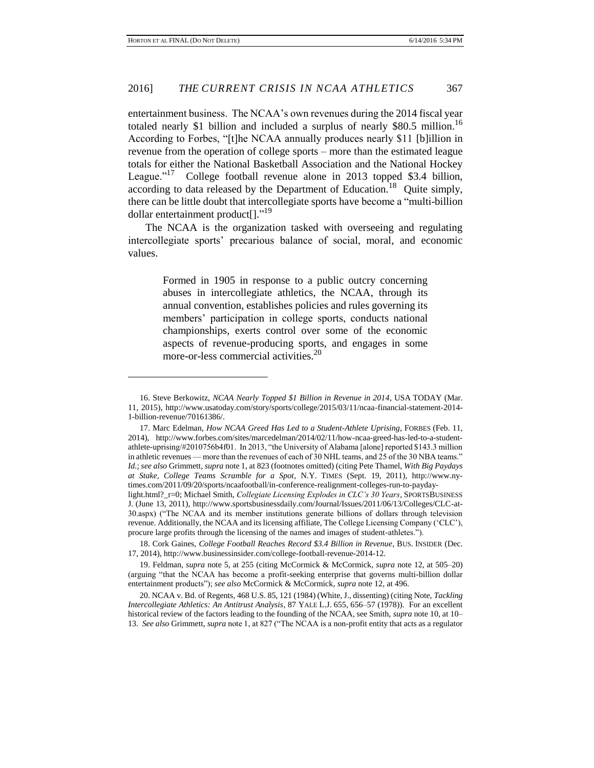entertainment business. The NCAA's own revenues during the 2014 fiscal year totaled nearly $1 billion and included a surplus of nearly $80.5 million.[16] According to Forbes, "[t]he NCAA annually produces nearly $11 [b]illion in revenue from the operation of college sports – more than the estimated league totals for either the National Basketball Association and the National Hockey League."[17] College football revenue alone in 2013 topped $3.4 billion, according to data released by the Department of Education.[18] Quite simply, there can be little doubt that intercollegiate sports have become a "multi-billion dollar entertainment product[]."[19]

The NCAA is the organization tasked with overseeing and regulating intercollegiate sports' precarious balance of social, moral, and economic values.

> Formed in 1905 in response to a public outcry concerning abuses in intercollegiate athletics, the NCAA, through its annual convention, establishes policies and rules governing its members' participation in college sports, conducts national championships, exerts control over some of the economic aspects of revenue-producing sports, and engages in some more-or-less commercial activities.[20]

---

16. Steve Berkowitz, *NCAA Nearly Topped $1 Billion in Revenue in 2014*, USA TODAY (Mar. 11, 2015), http://www.usatoday.com/story/sports/college/2015/03/11/ncaa-financial-statement-2014-1-billion-revenue/70161386/.

17. Marc Edelman, *How NCAA Greed Has Led to a Student-Athlete Uprising*, FORBES (Feb. 11, 2014), http://www.forbes.com/sites/marcedelman/2014/02/11/how-ncaa-greed-has-led-to-a-student-athlete-uprising/#2010756b4f01. In 2013, "the University of Alabama [alone] reported $143.3 million in athletic revenues — more than the revenues of each of 30 NHL teams, and 25 of the 30 NBA teams." *Id.*; *see also* Grimmett, *supra* note 1, at 823 (footnotes omitted) (citing Pete Thamel, *With Big Paydays at Stake, College Teams Scramble for a Spot*, N.Y. TIMES (Sept. 19, 2011), http://www.nytimes.com/2011/09/20/sports/ncaafootball/in-conference-realignment-colleges-run-to-payday-light.html?_r=0; Michael Smith, *Collegiate Licensing Explodes in CLC's 30 Years*, SPORTSBUSINESS J. (June 13, 2011), http://www.sportsbusinessdaily.com/Journal/Issues/2011/06/13/Colleges/CLC-at-30.aspx) ("The NCAA and its member institutions generate billions of dollars through television revenue. Additionally, the NCAA and its licensing affiliate, The College Licensing Company ('CLC'), procure large profits through the licensing of the names and images of student-athletes.").

18. Cork Gaines, *College Football Reaches Record $3.4 Billion in Revenue*, BUS. INSIDER (Dec. 17, 2014), http://www.businessinsider.com/college-football-revenue-2014-12.

19. Feldman, *supra* note 5, at 255 (citing McCormick & McCormick, *supra* note 12, at 505–20) (arguing "that the NCAA has become a profit-seeking enterprise that governs multi-billion dollar entertainment products"); *see also* McCormick & McCormick, *supra* note 12, at 496.

20. NCAA v. Bd. of Regents, 468 U.S. 85, 121 (1984) (White, J., dissenting) (citing Note, *Tackling Intercollegiate Athletics: An Antitrust Analysis*, 87 YALE L.J. 655, 656–57 (1978)). For an excellent historical review of the factors leading to the founding of the NCAA, see Smith, *supra* note 10, at 10–13. *See also* Grimmett, *supra* note 1, at 827 ("The NCAA is a non-profit entity that acts as a regulator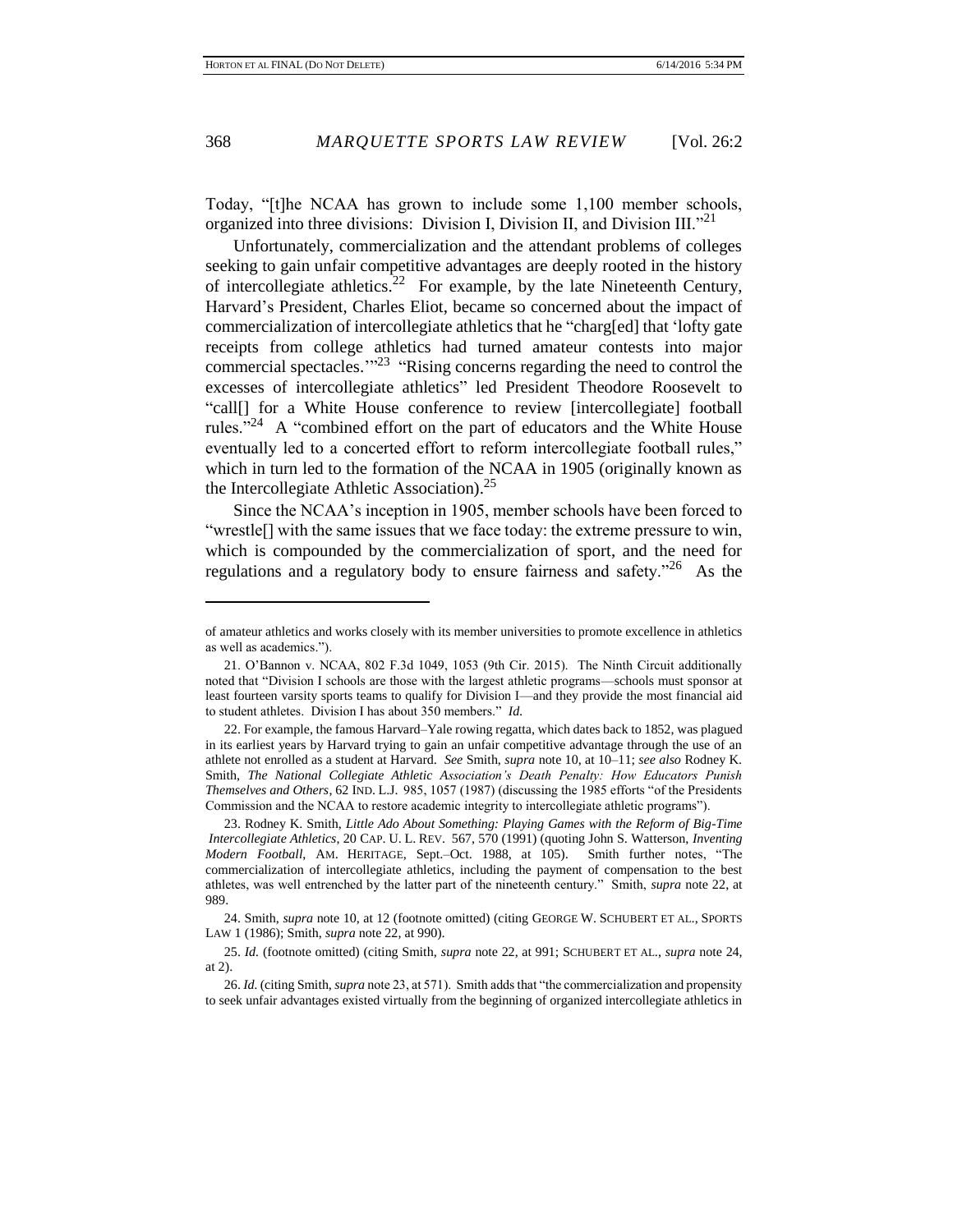Today, "[t]he NCAA has grown to include some 1,100 member schools, organized into three divisions: Division I, Division II, and Division III."[21]

Unfortunately, commercialization and the attendant problems of colleges seeking to gain unfair competitive advantages are deeply rooted in the history of intercollegiate athletics.[22] For example, by the late Nineteenth Century, Harvard's President, Charles Eliot, became so concerned about the impact of commercialization of intercollegiate athletics that he "charg[ed] that 'lofty gate receipts from college athletics had turned amateur contests into major commercial spectacles.'"[23] "Rising concerns regarding the need to control the excesses of intercollegiate athletics" led President Theodore Roosevelt to "call[] for a White House conference to review [intercollegiate] football rules."[24] A "combined effort on the part of educators and the White House eventually led to a concerted effort to reform intercollegiate football rules," which in turn led to the formation of the NCAA in 1905 (originally known as the Intercollegiate Athletic Association).[25]

Since the NCAA's inception in 1905, member schools have been forced to "wrestle[] with the same issues that we face today: the extreme pressure to win, which is compounded by the commercialization of sport, and the need for regulations and a regulatory body to ensure fairness and safety."[26] As the

---

of amateur athletics and works closely with its member universities to promote excellence in athletics as well as academics.").

21. O'Bannon v. NCAA, 802 F.3d 1049, 1053 (9th Cir. 2015). The Ninth Circuit additionally noted that "Division I schools are those with the largest athletic programs—schools must sponsor at least fourteen varsity sports teams to qualify for Division I—and they provide the most financial aid to student athletes. Division I has about 350 members." *Id.*

22. For example, the famous Harvard–Yale rowing regatta, which dates back to 1852, was plagued in its earliest years by Harvard trying to gain an unfair competitive advantage through the use of an athlete not enrolled as a student at Harvard. *See* Smith, *supra* note 10, at 10–11; *see also* Rodney K. Smith, *The National Collegiate Athletic Association's Death Penalty: How Educators Punish Themselves and Others*, 62 IND. L.J. 985, 1057 (1987) (discussing the 1985 efforts "of the Presidents Commission and the NCAA to restore academic integrity to intercollegiate athletic programs").

23. Rodney K. Smith, *Little Ado About Something: Playing Games with the Reform of Big-Time Intercollegiate Athletics*, 20 CAP. U. L. REV. 567, 570 (1991) (quoting John S. Watterson, *Inventing Modern Football*, AM. HERITAGE, Sept.–Oct. 1988, at 105). Smith further notes, "The commercialization of intercollegiate athletics, including the payment of compensation to the best athletes, was well entrenched by the latter part of the nineteenth century." Smith, *supra* note 22, at 989.

24. Smith, *supra* note 10, at 12 (footnote omitted) (citing GEORGE W. SCHUBERT ET AL., SPORTS LAW 1 (1986); Smith, *supra* note 22, at 990).

25. *Id.* (footnote omitted) (citing Smith, *supra* note 22, at 991; SCHUBERT ET AL., *supra* note 24, at 2).

26. *Id.* (citing Smith, *supra* note 23, at 571). Smith adds that "the commercialization and propensity to seek unfair advantages existed virtually from the beginning of organized intercollegiate athletics in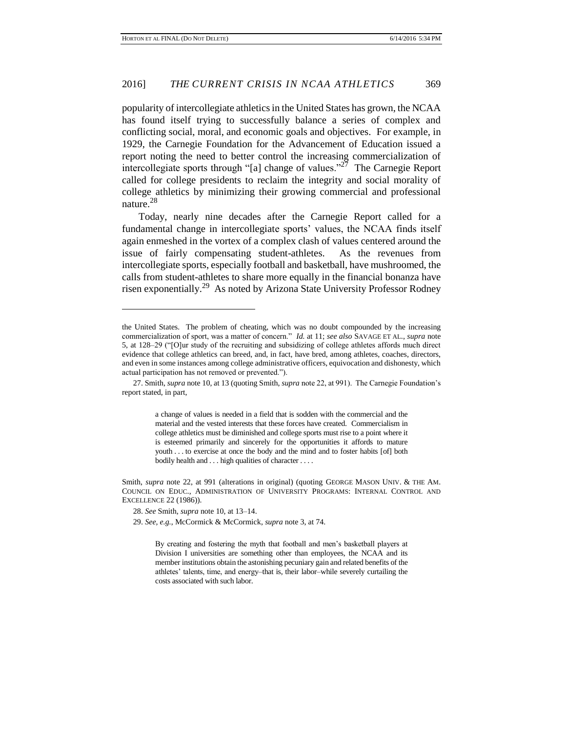popularity of intercollegiate athletics in the United States has grown, the NCAA has found itself trying to successfully balance a series of complex and conflicting social, moral, and economic goals and objectives. For example, in 1929, the Carnegie Foundation for the Advancement of Education issued a report noting the need to better control the increasing commercialization of intercollegiate sports through "[a] change of values."[27] The Carnegie Report called for college presidents to reclaim the integrity and social morality of college athletics by minimizing their growing commercial and professional nature.[28]

Today, nearly nine decades after the Carnegie Report called for a fundamental change in intercollegiate sports' values, the NCAA finds itself again enmeshed in the vortex of a complex clash of values centered around the issue of fairly compensating student-athletes. As the revenues from intercollegiate sports, especially football and basketball, have mushroomed, the calls from student-athletes to share more equally in the financial bonanza have risen exponentially.[29] As noted by Arizona State University Professor Rodney

---

the United States. The problem of cheating, which was no doubt compounded by the increasing commercialization of sport, was a matter of concern." *Id.* at 11; *see also* SAVAGE ET AL., *supra* note 5, at 128–29 ("[O]ur study of the recruiting and subsidizing of college athletes affords much direct evidence that college athletics can breed, and, in fact, have bred, among athletes, coaches, directors, and even in some instances among college administrative officers, equivocation and dishonesty, which actual participation has not removed or prevented.").

27. Smith, *supra* note 10, at 13 (quoting Smith, *supra* note 22, at 991). The Carnegie Foundation's report stated, in part,

> a change of values is needed in a field that is sodden with the commercial and the material and the vested interests that these forces have created. Commercialism in college athletics must be diminished and college sports must rise to a point where it is esteemed primarily and sincerely for the opportunities it affords to mature youth . . . to exercise at once the body and the mind and to foster habits [of] both bodily health and . . . high qualities of character . . . .

Smith, *supra* note 22, at 991 (alterations in original) (quoting GEORGE MASON UNIV. & THE AM. COUNCIL ON EDUC., ADMINISTRATION OF UNIVERSITY PROGRAMS: INTERNAL CONTROL AND EXCELLENCE 22 (1986)).

28. *See* Smith, *supra* note 10, at 13–14.

29. *See, e.g.*, McCormick & McCormick, *supra* note 3, at 74.

> By creating and fostering the myth that football and men's basketball players at Division I universities are something other than employees, the NCAA and its member institutions obtain the astonishing pecuniary gain and related benefits of the athletes' talents, time, and energy–that is, their labor–while severely curtailing the costs associated with such labor.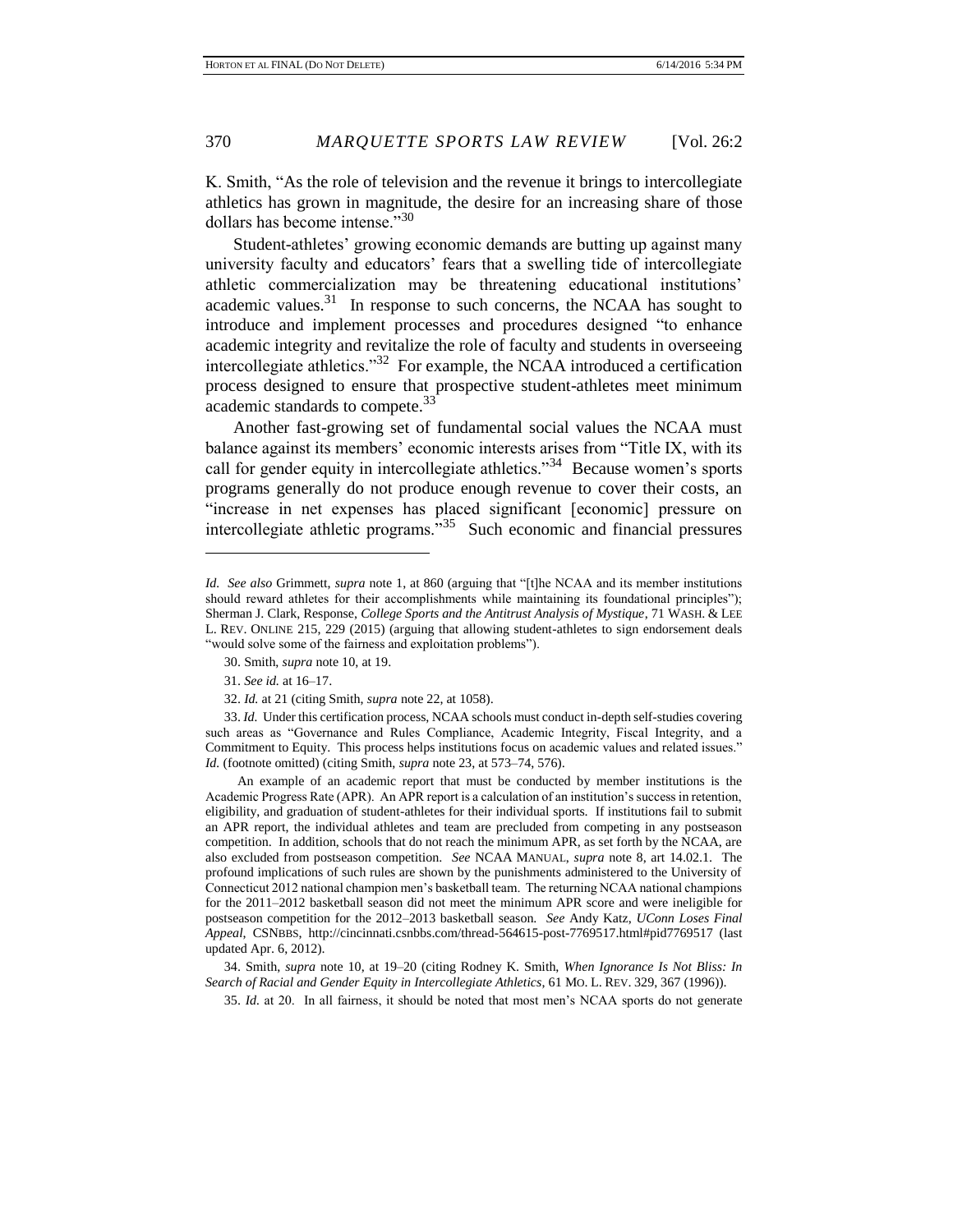K. Smith, "As the role of television and the revenue it brings to intercollegiate athletics has grown in magnitude, the desire for an increasing share of those dollars has become intense."[30]

Student-athletes' growing economic demands are butting up against many university faculty and educators' fears that a swelling tide of intercollegiate athletic commercialization may be threatening educational institutions' academic values.[31] In response to such concerns, the NCAA has sought to introduce and implement processes and procedures designed "to enhance academic integrity and revitalize the role of faculty and students in overseeing intercollegiate athletics."[32] For example, the NCAA introduced a certification process designed to ensure that prospective student-athletes meet minimum academic standards to compete.[33]

Another fast-growing set of fundamental social values the NCAA must balance against its members' economic interests arises from "Title IX, with its call for gender equity in intercollegiate athletics."[34] Because women's sports programs generally do not produce enough revenue to cover their costs, an "increase in net expenses has placed significant [economic] pressure on intercollegiate athletic programs."[35] Such economic and financial pressures

---

*Id.* *See also* Grimmett, *supra* note 1, at 860 (arguing that "[t]he NCAA and its member institutions should reward athletes for their accomplishments while maintaining its foundational principles"); Sherman J. Clark, Response, *College Sports and the Antitrust Analysis of Mystique*, 71 WASH. & LEE L. REV. ONLINE 215, 229 (2015) (arguing that allowing student-athletes to sign endorsement deals "would solve some of the fairness and exploitation problems").

30. Smith, *supra* note 10, at 19.

31. *See id.* at 16–17.

32. *Id.* at 21 (citing Smith, *supra* note 22, at 1058).

33. *Id.* Under this certification process, NCAA schools must conduct in-depth self-studies covering such areas as "Governance and Rules Compliance, Academic Integrity, Fiscal Integrity, and a Commitment to Equity. This process helps institutions focus on academic values and related issues." *Id.* (footnote omitted) (citing Smith, *supra* note 23, at 573–74, 576).

An example of an academic report that must be conducted by member institutions is the Academic Progress Rate (APR). An APR report is a calculation of an institution's success in retention, eligibility, and graduation of student-athletes for their individual sports. If institutions fail to submit an APR report, the individual athletes and team are precluded from competing in any postseason competition. In addition, schools that do not reach the minimum APR, as set forth by the NCAA, are also excluded from postseason competition. *See* NCAA MANUAL, *supra* note 8, art 14.02.1. The profound implications of such rules are shown by the punishments administered to the University of Connecticut 2012 national champion men's basketball team. The returning NCAA national champions for the 2011–2012 basketball season did not meet the minimum APR score and were ineligible for postseason competition for the 2012–2013 basketball season. *See* Andy Katz, *UConn Loses Final Appeal*, CSNBBS, http://cincinnati.csnbbs.com/thread-564615-post-7769517.html#pid7769517 (last updated Apr. 6, 2012).

34. Smith, *supra* note 10, at 19–20 (citing Rodney K. Smith, *When Ignorance Is Not Bliss: In Search of Racial and Gender Equity in Intercollegiate Athletics*, 61 MO. L. REV. 329, 367 (1996)).

35. *Id.* at 20. In all fairness, it should be noted that most men's NCAA sports do not generate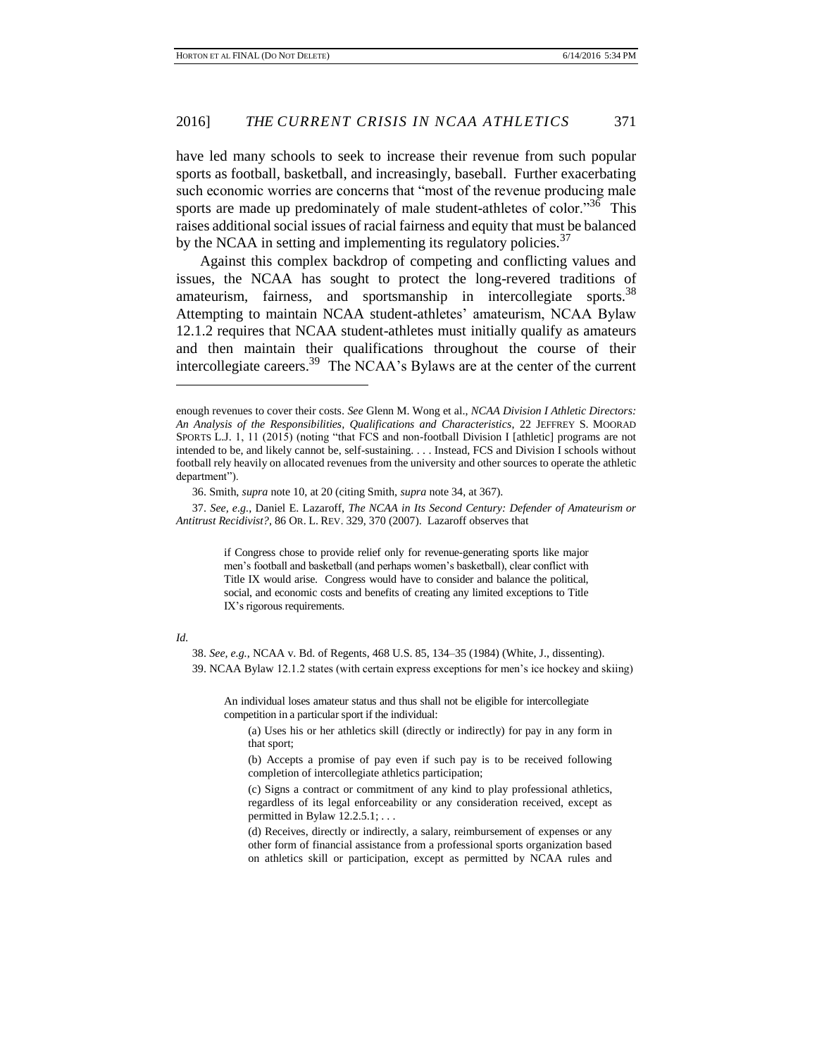have led many schools to seek to increase their revenue from such popular sports as football, basketball, and increasingly, baseball. Further exacerbating such economic worries are concerns that "most of the revenue producing male sports are made up predominately of male student-athletes of color."[36] This raises additional social issues of racial fairness and equity that must be balanced by the NCAA in setting and implementing its regulatory policies.[37]

Against this complex backdrop of competing and conflicting values and issues, the NCAA has sought to protect the long-revered traditions of amateurism, fairness, and sportsmanship in intercollegiate sports.[38] Attempting to maintain NCAA student-athletes' amateurism, NCAA Bylaw 12.1.2 requires that NCAA student-athletes must initially qualify as amateurs and then maintain their qualifications throughout the course of their intercollegiate careers.[39] The NCAA's Bylaws are at the center of the current

---

enough revenues to cover their costs. *See* Glenn M. Wong et al., *NCAA Division I Athletic Directors: An Analysis of the Responsibilities, Qualifications and Characteristics*, 22 JEFFREY S. MOORAD SPORTS L.J. 1, 11 (2015) (noting "that FCS and non-football Division I [athletic] programs are not intended to be, and likely cannot be, self-sustaining. . . . Instead, FCS and Division I schools without football rely heavily on allocated revenues from the university and other sources to operate the athletic department").

36. Smith, *supra* note 10, at 20 (citing Smith, *supra* note 34, at 367).

37. *See, e.g.*, Daniel E. Lazaroff, *The NCAA in Its Second Century: Defender of Amateurism or Antitrust Recidivist?*, 86 OR. L. REV. 329, 370 (2007). Lazaroff observes that

> if Congress chose to provide relief only for revenue-generating sports like major men's football and basketball (and perhaps women's basketball), clear conflict with Title IX would arise. Congress would have to consider and balance the political, social, and economic costs and benefits of creating any limited exceptions to Title IX's rigorous requirements.

*Id.*

38. *See, e.g.*, NCAA v. Bd. of Regents, 468 U.S. 85, 134–35 (1984) (White, J., dissenting).

39. NCAA Bylaw 12.1.2 states (with certain express exceptions for men's ice hockey and skiing)

> An individual loses amateur status and thus shall not be eligible for intercollegiate competition in a particular sport if the individual:
>
> (a) Uses his or her athletics skill (directly or indirectly) for pay in any form in that sport;
>
> (b) Accepts a promise of pay even if such pay is to be received following completion of intercollegiate athletics participation;
>
> (c) Signs a contract or commitment of any kind to play professional athletics, regardless of its legal enforceability or any consideration received, except as permitted in Bylaw 12.2.5.1; . . .
>
> (d) Receives, directly or indirectly, a salary, reimbursement of expenses or any other form of financial assistance from a professional sports organization based on athletics skill or participation, except as permitted by NCAA rules and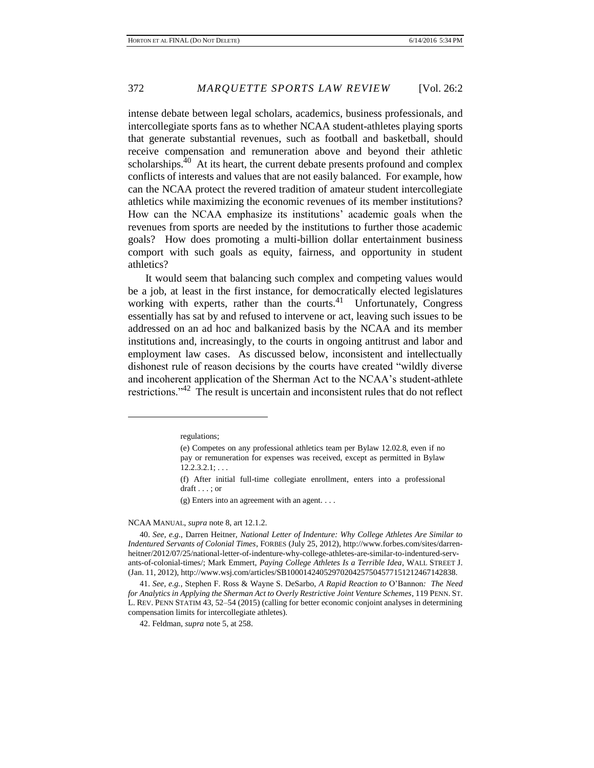intense debate between legal scholars, academics, business professionals, and intercollegiate sports fans as to whether NCAA student-athletes playing sports that generate substantial revenues, such as football and basketball, should receive compensation and remuneration above and beyond their athletic scholarships.[40] At its heart, the current debate presents profound and complex conflicts of interests and values that are not easily balanced. For example, how can the NCAA protect the revered tradition of amateur student intercollegiate athletics while maximizing the economic revenues of its member institutions? How can the NCAA emphasize its institutions' academic goals when the revenues from sports are needed by the institutions to further those academic goals? How does promoting a multi-billion dollar entertainment business comport with such goals as equity, fairness, and opportunity in student athletics?

It would seem that balancing such complex and competing values would be a job, at least in the first instance, for democratically elected legislatures working with experts, rather than the courts.[41] Unfortunately, Congress essentially has sat by and refused to intervene or act, leaving such issues to be addressed on an ad hoc and balkanized basis by the NCAA and its member institutions and, increasingly, to the courts in ongoing antitrust and labor and employment law cases. As discussed below, inconsistent and intellectually dishonest rule of reason decisions by the courts have created "wildly diverse and incoherent application of the Sherman Act to the NCAA's student-athlete restrictions."[42] The result is uncertain and inconsistent rules that do not reflect

---

regulations;

(e) Competes on any professional athletics team per Bylaw 12.02.8, even if no pay or remuneration for expenses was received, except as permitted in Bylaw 12.2.3.2.1; . . .

(f) After initial full-time collegiate enrollment, enters into a professional draft . . . ; or

(g) Enters into an agreement with an agent. . . .

NCAA MANUAL, *supra* note 8, art 12.1.2.

40. *See, e.g.*, Darren Heitner, *National Letter of Indenture: Why College Athletes Are Similar to Indentured Servants of Colonial Times*, FORBES (July 25, 2012), http://www.forbes.com/sites/darrenheitner/2012/07/25/national-letter-of-indenture-why-college-athletes-are-similar-to-indentured-servants-of-colonial-times/; Mark Emmert, *Paying College Athletes Is a Terrible Idea*, WALL STREET J. (Jan. 11, 2012), http://www.wsj.com/articles/SB10001424052970204257504577151212467142838.

41. *See, e.g.*, Stephen F. Ross & Wayne S. DeSarbo, *A Rapid Reaction to* O'Bannon*: The Need for Analytics in Applying the Sherman Act to Overly Restrictive Joint Venture Schemes*, 119 PENN. ST. L. REV. PENN STATIM 43, 52–54 (2015) (calling for better economic conjoint analyses in determining compensation limits for intercollegiate athletes).

42. Feldman, *supra* note 5, at 258.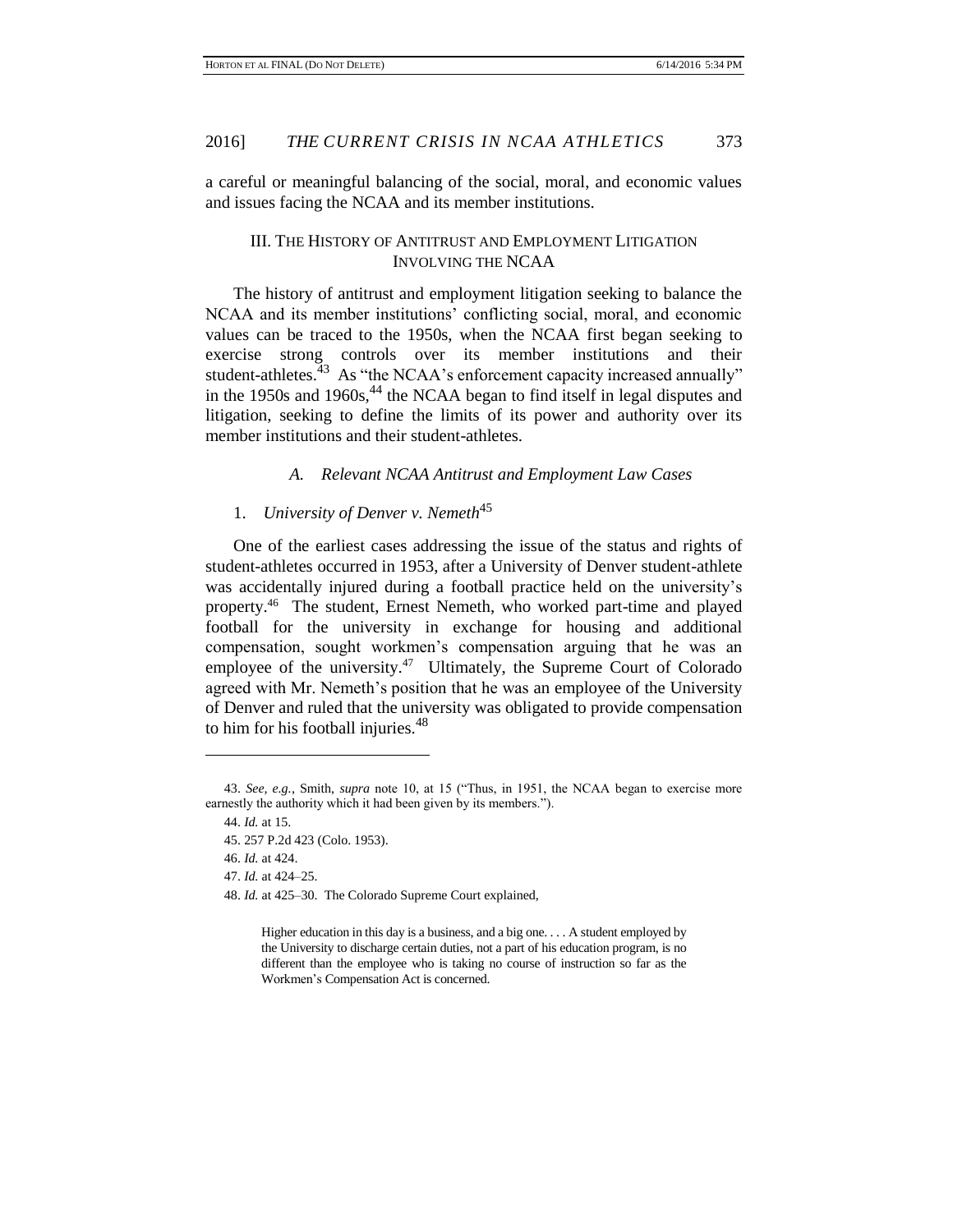a careful or meaningful balancing of the social, moral, and economic values and issues facing the NCAA and its member institutions.

## III. The History of Antitrust and Employment Litigation Involving the NCAA

The history of antitrust and employment litigation seeking to balance the NCAA and its member institutions' conflicting social, moral, and economic values can be traced to the 1950s, when the NCAA first began seeking to exercise strong controls over its member institutions and their student-athletes.[43] As "the NCAA's enforcement capacity increased annually" in the 1950s and 1960s,[44] the NCAA began to find itself in legal disputes and litigation, seeking to define the limits of its power and authority over its member institutions and their student-athletes.

### *A. Relevant NCAA Antitrust and Employment Law Cases*

#### 1. *University of Denver v. Nemeth*[45]

One of the earliest cases addressing the issue of the status and rights of student-athletes occurred in 1953, after a University of Denver student-athlete was accidentally injured during a football practice held on the university's property.[46] The student, Ernest Nemeth, who worked part-time and played football for the university in exchange for housing and additional compensation, sought workmen's compensation arguing that he was an employee of the university.[47] Ultimately, the Supreme Court of Colorado agreed with Mr. Nemeth's position that he was an employee of the University of Denver and ruled that the university was obligated to provide compensation to him for his football injuries.[48]

---

43. *See, e.g.*, Smith, *supra* note 10, at 15 ("Thus, in 1951, the NCAA began to exercise more earnestly the authority which it had been given by its members.").

44. *Id.* at 15.

45. 257 P.2d 423 (Colo. 1953).

46. *Id.* at 424.

47. *Id.* at 424–25.

48. *Id.* at 425–30. The Colorado Supreme Court explained,

> Higher education in this day is a business, and a big one. . . . A student employed by the University to discharge certain duties, not a part of his education program, is no different than the employee who is taking no course of instruction so far as the Workmen's Compensation Act is concerned.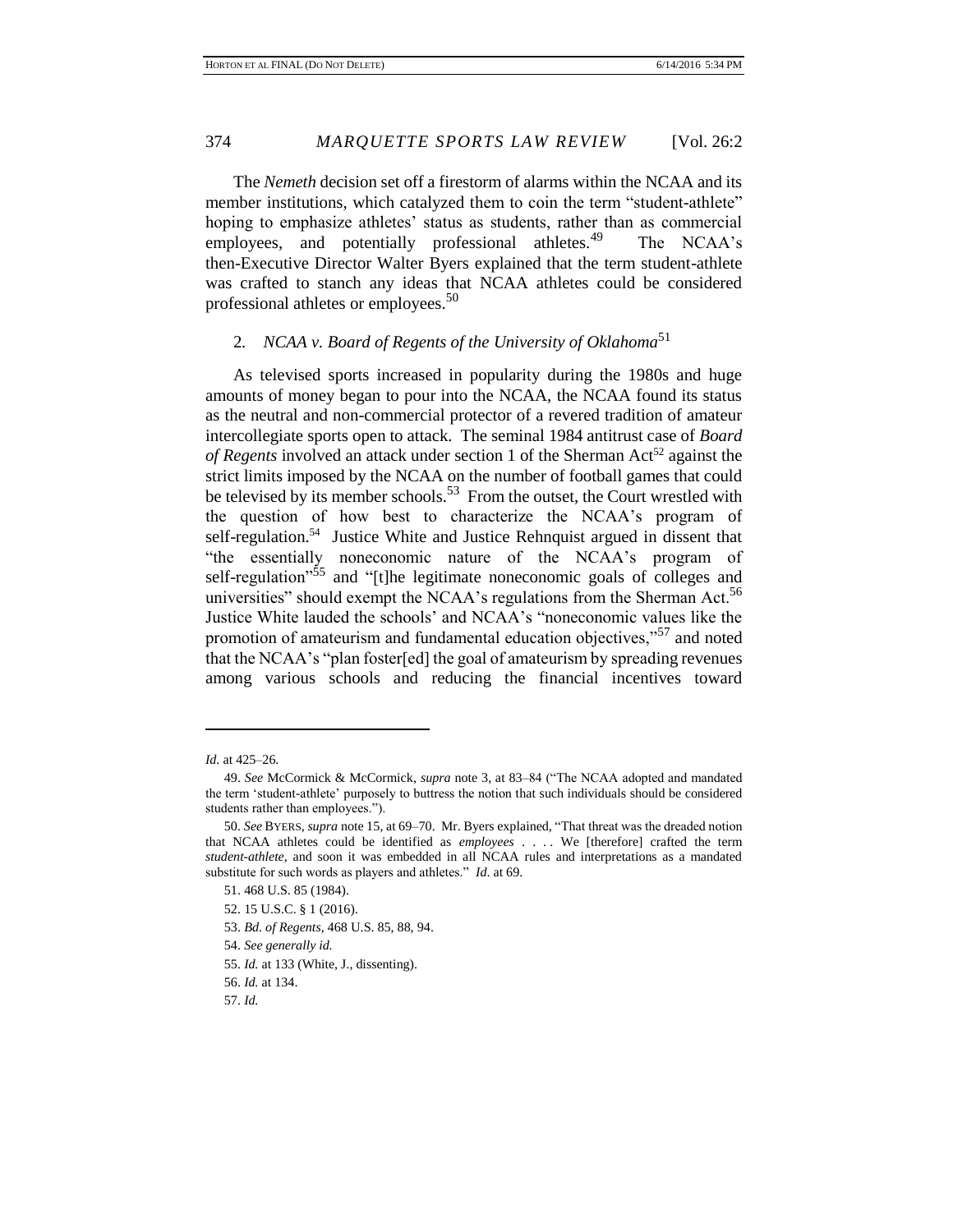The *Nemeth* decision set off a firestorm of alarms within the NCAA and its member institutions, which catalyzed them to coin the term "student-athlete" hoping to emphasize athletes' status as students, rather than as commercial employees, and potentially professional athletes.[49] The NCAA's then-Executive Director Walter Byers explained that the term student-athlete was crafted to stanch any ideas that NCAA athletes could be considered professional athletes or employees.[50]

### 2. *NCAA v. Board of Regents of the University of Oklahoma*[51]

As televised sports increased in popularity during the 1980s and huge amounts of money began to pour into the NCAA, the NCAA found its status as the neutral and non-commercial protector of a revered tradition of amateur intercollegiate sports open to attack. The seminal 1984 antitrust case of *Board of Regents* involved an attack under section 1 of the Sherman Act[52] against the strict limits imposed by the NCAA on the number of football games that could be televised by its member schools.[53] From the outset, the Court wrestled with the question of how best to characterize the NCAA's program of self-regulation.[54] Justice White and Justice Rehnquist argued in dissent that "the essentially noneconomic nature of the NCAA's program of self-regulation"[55] and "[t]he legitimate noneconomic goals of colleges and universities" should exempt the NCAA's regulations from the Sherman Act.[56] Justice White lauded the schools' and NCAA's "noneconomic values like the promotion of amateurism and fundamental education objectives,"[57] and noted that the NCAA's "plan foster[ed] the goal of amateurism by spreading revenues among various schools and reducing the financial incentives toward

---

*Id.* at 425–26.

49. *See* McCormick & McCormick, *supra* note 3, at 83–84 ("The NCAA adopted and mandated the term 'student-athlete' purposely to buttress the notion that such individuals should be considered students rather than employees.").

50. *See* BYERS, *supra* note 15, at 69–70. Mr. Byers explained, "That threat was the dreaded notion that NCAA athletes could be identified as *employees* . . . . We [therefore] crafted the term *student-athlete*, and soon it was embedded in all NCAA rules and interpretations as a mandated substitute for such words as players and athletes." *Id.* at 69.

51. 468 U.S. 85 (1984).

52. 15 U.S.C. § 1 (2016).

53. *Bd. of Regents*, 468 U.S. 85, 88, 94.

54. *See generally id.*

55. *Id.* at 133 (White, J., dissenting).

56. *Id.* at 134.

57. *Id.*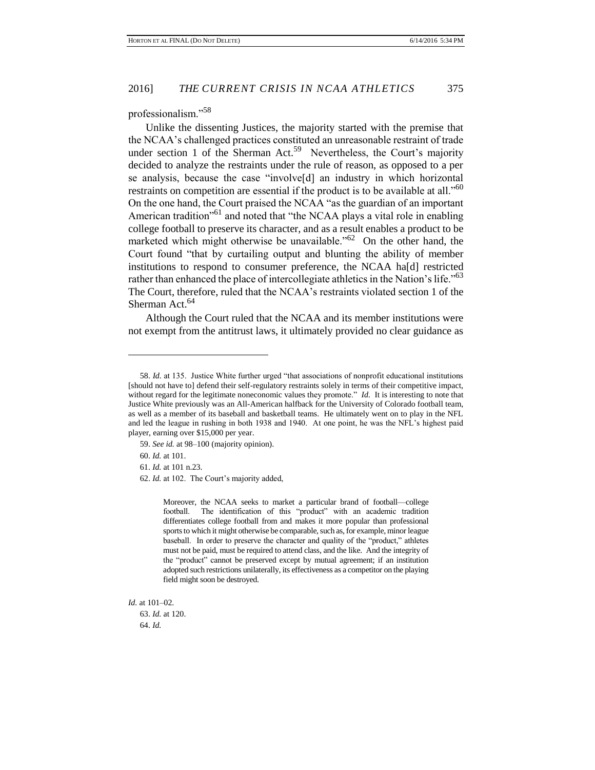professionalism."[58]

Unlike the dissenting Justices, the majority started with the premise that the NCAA's challenged practices constituted an unreasonable restraint of trade under section 1 of the Sherman Act.[59] Nevertheless, the Court's majority decided to analyze the restraints under the rule of reason, as opposed to a per se analysis, because the case "involve[d] an industry in which horizontal restraints on competition are essential if the product is to be available at all."[60] On the one hand, the Court praised the NCAA "as the guardian of an important American tradition"[61] and noted that "the NCAA plays a vital role in enabling college football to preserve its character, and as a result enables a product to be marketed which might otherwise be unavailable."[62] On the other hand, the Court found "that by curtailing output and blunting the ability of member institutions to respond to consumer preference, the NCAA ha[d] restricted rather than enhanced the place of intercollegiate athletics in the Nation's life."[63] The Court, therefore, ruled that the NCAA's restraints violated section 1 of the Sherman Act.[64]

Although the Court ruled that the NCAA and its member institutions were not exempt from the antitrust laws, it ultimately provided no clear guidance as

---

58. *Id.* at 135. Justice White further urged "that associations of nonprofit educational institutions [should not have to] defend their self-regulatory restraints solely in terms of their competitive impact, without regard for the legitimate noneconomic values they promote." *Id.* It is interesting to note that Justice White previously was an All-American halfback for the University of Colorado football team, as well as a member of its baseball and basketball teams. He ultimately went on to play in the NFL and led the league in rushing in both 1938 and 1940. At one point, he was the NFL's highest paid player, earning over $15,000 per year.

59. *See id.* at 98–100 (majority opinion).

60. *Id.* at 101.

61. *Id.* at 101 n.23.

62. *Id.* at 102. The Court's majority added,

> Moreover, the NCAA seeks to market a particular brand of football—college football. The identification of this "product" with an academic tradition differentiates college football from and makes it more popular than professional sports to which it might otherwise be comparable, such as, for example, minor league baseball. In order to preserve the character and quality of the "product," athletes must not be paid, must be required to attend class, and the like. And the integrity of the "product" cannot be preserved except by mutual agreement; if an institution adopted such restrictions unilaterally, its effectiveness as a competitor on the playing field might soon be destroyed.

*Id.* at 101–02.

63. *Id.* at 120.

64. *Id.*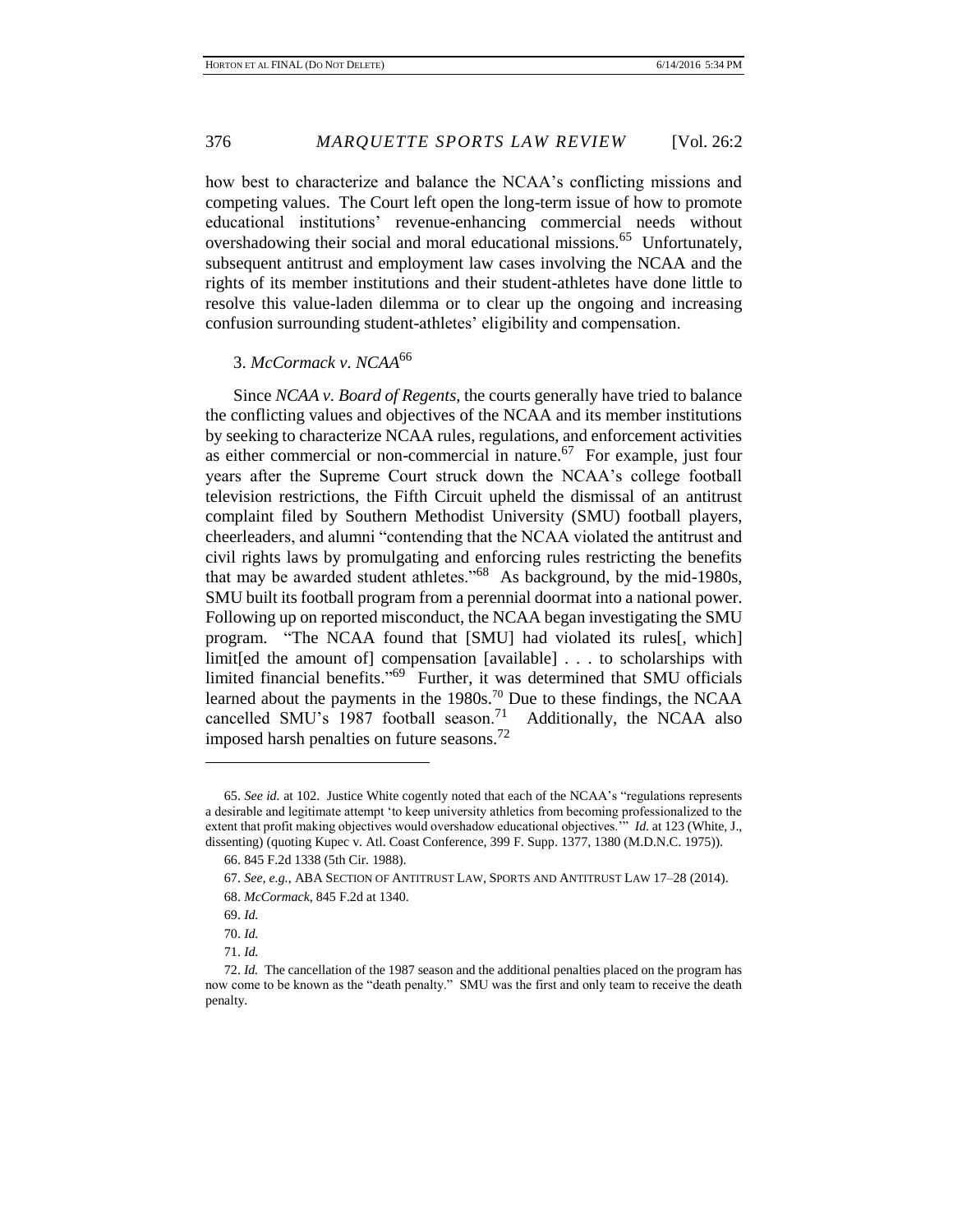how best to characterize and balance the NCAA's conflicting missions and competing values. The Court left open the long-term issue of how to promote educational institutions' revenue-enhancing commercial needs without overshadowing their social and moral educational missions.[65] Unfortunately, subsequent antitrust and employment law cases involving the NCAA and the rights of its member institutions and their student-athletes have done little to resolve this value-laden dilemma or to clear up the ongoing and increasing confusion surrounding student-athletes' eligibility and compensation.

### 3. *McCormack v. NCAA*[66]

Since *NCAA v. Board of Regents*, the courts generally have tried to balance the conflicting values and objectives of the NCAA and its member institutions by seeking to characterize NCAA rules, regulations, and enforcement activities as either commercial or non-commercial in nature.[67] For example, just four years after the Supreme Court struck down the NCAA's college football television restrictions, the Fifth Circuit upheld the dismissal of an antitrust complaint filed by Southern Methodist University (SMU) football players, cheerleaders, and alumni "contending that the NCAA violated the antitrust and civil rights laws by promulgating and enforcing rules restricting the benefits that may be awarded student athletes."[68] As background, by the mid-1980s, SMU built its football program from a perennial doormat into a national power. Following up on reported misconduct, the NCAA began investigating the SMU program. "The NCAA found that [SMU] had violated its rules[, which] limit[ed the amount of] compensation [available] . . . to scholarships with limited financial benefits."[69] Further, it was determined that SMU officials learned about the payments in the 1980s.[70] Due to these findings, the NCAA cancelled SMU's 1987 football season.[71] Additionally, the NCAA also imposed harsh penalties on future seasons.[72]

---

65. *See id.* at 102. Justice White cogently noted that each of the NCAA's "regulations represents a desirable and legitimate attempt 'to keep university athletics from becoming professionalized to the extent that profit making objectives would overshadow educational objectives.'" *Id.* at 123 (White, J., dissenting) (quoting Kupec v. Atl. Coast Conference, 399 F. Supp. 1377, 1380 (M.D.N.C. 1975)).

66. 845 F.2d 1338 (5th Cir. 1988).

67. *See, e.g.*, ABA SECTION OF ANTITRUST LAW, SPORTS AND ANTITRUST LAW 17–28 (2014).

68. *McCormack*, 845 F.2d at 1340.

69. *Id.*

70. *Id.*

71. *Id.*

72. *Id.* The cancellation of the 1987 season and the additional penalties placed on the program has now come to be known as the "death penalty." SMU was the first and only team to receive the death penalty.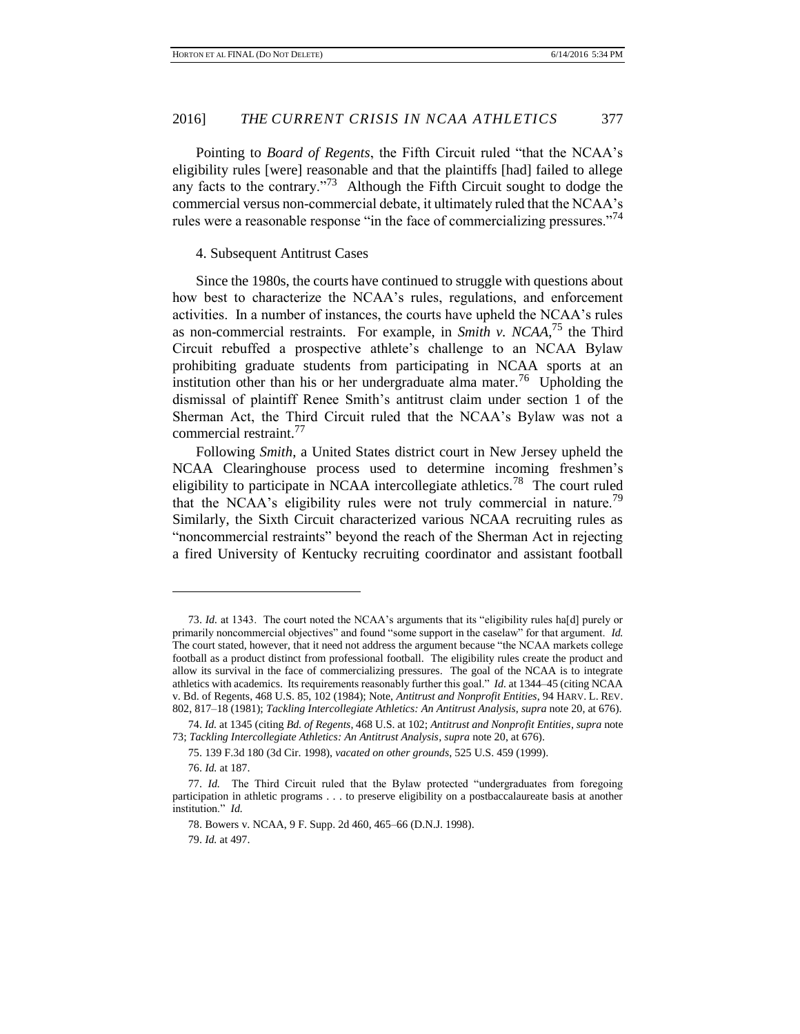Pointing to *Board of Regents*, the Fifth Circuit ruled "that the NCAA's eligibility rules [were] reasonable and that the plaintiffs [had] failed to allege any facts to the contrary."[73] Although the Fifth Circuit sought to dodge the commercial versus non-commercial debate, it ultimately ruled that the NCAA's rules were a reasonable response "in the face of commercializing pressures."[74]

4. Subsequent Antitrust Cases

Since the 1980s, the courts have continued to struggle with questions about how best to characterize the NCAA's rules, regulations, and enforcement activities. In a number of instances, the courts have upheld the NCAA's rules as non-commercial restraints. For example, in ***Smith v. NCAA***,[75] the Third Circuit rebuffed a prospective athlete's challenge to an NCAA Bylaw prohibiting graduate students from participating in NCAA sports at an institution other than his or her undergraduate alma mater.[76] Upholding the dismissal of plaintiff Renee Smith's antitrust claim under section 1 of the Sherman Act, the Third Circuit ruled that the NCAA's Bylaw was not a commercial restraint.[77]

Following *Smith*, a United States district court in New Jersey upheld the NCAA Clearinghouse process used to determine incoming freshmen's eligibility to participate in NCAA intercollegiate athletics.[78] The court ruled that the NCAA's eligibility rules were not truly commercial in nature.[79] Similarly, the Sixth Circuit characterized various NCAA recruiting rules as "noncommercial restraints" beyond the reach of the Sherman Act in rejecting a fired University of Kentucky recruiting coordinator and assistant football

---

73. *Id.* at 1343. The court noted the NCAA's arguments that its "eligibility rules ha[d] purely or primarily noncommercial objectives" and found "some support in the caselaw" for that argument. *Id.* The court stated, however, that it need not address the argument because "the NCAA markets college football as a product distinct from professional football. The eligibility rules create the product and allow its survival in the face of commercializing pressures. The goal of the NCAA is to integrate athletics with academics. Its requirements reasonably further this goal." *Id.* at 1344–45 (citing NCAA v. Bd. of Regents, 468 U.S. 85, 102 (1984); Note, *Antitrust and Nonprofit Entities*, 94 HARV. L. REV. 802, 817–18 (1981); *Tackling Intercollegiate Athletics: An Antitrust Analysis*, *supra* note 20, at 676).

74. *Id.* at 1345 (citing *Bd. of Regents*, 468 U.S. at 102; *Antitrust and Nonprofit Entities*, *supra* note 73; *Tackling Intercollegiate Athletics: An Antitrust Analysis*, *supra* note 20, at 676).

75. 139 F.3d 180 (3d Cir. 1998), *vacated on other grounds*, 525 U.S. 459 (1999).

76. *Id.* at 187.

77. *Id.* The Third Circuit ruled that the Bylaw protected "undergraduates from foregoing participation in athletic programs . . . to preserve eligibility on a postbaccalaureate basis at another institution." *Id.*

78. Bowers v. NCAA, 9 F. Supp. 2d 460, 465–66 (D.N.J. 1998).

79. *Id.* at 497.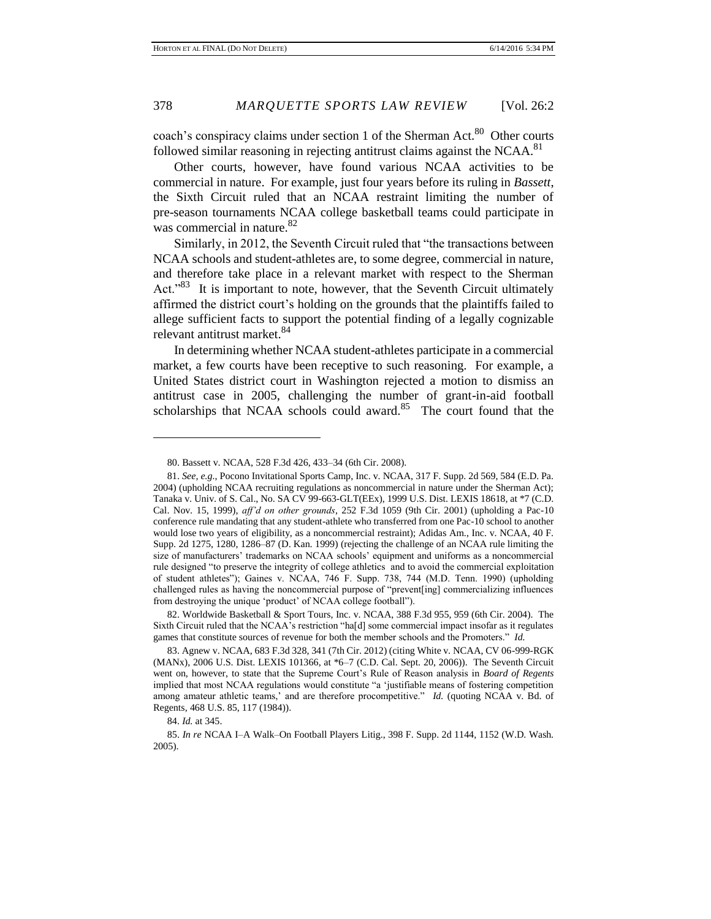coach's conspiracy claims under section 1 of the Sherman Act.[80] Other courts followed similar reasoning in rejecting antitrust claims against the NCAA.[81]

Other courts, however, have found various NCAA activities to be commercial in nature. For example, just four years before its ruling in *Bassett*, the Sixth Circuit ruled that an NCAA restraint limiting the number of pre-season tournaments NCAA college basketball teams could participate in was commercial in nature.[82]

Similarly, in 2012, the Seventh Circuit ruled that "the transactions between NCAA schools and student-athletes are, to some degree, commercial in nature, and therefore take place in a relevant market with respect to the Sherman Act."[83] It is important to note, however, that the Seventh Circuit ultimately affirmed the district court's holding on the grounds that the plaintiffs failed to allege sufficient facts to support the potential finding of a legally cognizable relevant antitrust market.[84]

In determining whether NCAA student-athletes participate in a commercial market, a few courts have been receptive to such reasoning. For example, a United States district court in Washington rejected a motion to dismiss an antitrust case in 2005, challenging the number of grant-in-aid football scholarships that NCAA schools could award.[85] The court found that the

---

80. Bassett v. NCAA, 528 F.3d 426, 433–34 (6th Cir. 2008).

81. *See, e.g.*, Pocono Invitational Sports Camp, Inc. v. NCAA, 317 F. Supp. 2d 569, 584 (E.D. Pa. 2004) (upholding NCAA recruiting regulations as noncommercial in nature under the Sherman Act); Tanaka v. Univ. of S. Cal., No. SA CV 99-663-GLT(EEx), 1999 U.S. Dist. LEXIS 18618, at *7 (C.D. Cal. Nov. 15, 1999), *aff'd on other grounds*, 252 F.3d 1059 (9th Cir. 2001) (upholding a Pac-10 conference rule mandating that any student-athlete who transferred from one Pac-10 school to another would lose two years of eligibility, as a noncommercial restraint); Adidas Am., Inc. v. NCAA, 40 F. Supp. 2d 1275, 1280, 1286–87 (D. Kan. 1999) (rejecting the challenge of an NCAA rule limiting the size of manufacturers' trademarks on NCAA schools' equipment and uniforms as a noncommercial rule designed "to preserve the integrity of college athletics and to avoid the commercial exploitation of student athletes"); Gaines v. NCAA, 746 F. Supp. 738, 744 (M.D. Tenn. 1990) (upholding challenged rules as having the noncommercial purpose of "prevent[ing] commercializing influences from destroying the unique 'product' of NCAA college football").

82. Worldwide Basketball & Sport Tours, Inc. v. NCAA, 388 F.3d 955, 959 (6th Cir. 2004). The Sixth Circuit ruled that the NCAA's restriction "ha[d] some commercial impact insofar as it regulates games that constitute sources of revenue for both the member schools and the Promoters." *Id.*

83. Agnew v. NCAA, 683 F.3d 328, 341 (7th Cir. 2012) (citing White v. NCAA, CV 06-999-RGK (MANx), 2006 U.S. Dist. LEXIS 101366, at *6–7 (C.D. Cal. Sept. 20, 2006)). The Seventh Circuit went on, however, to state that the Supreme Court's Rule of Reason analysis in *Board of Regents* implied that most NCAA regulations would constitute "a 'justifiable means of fostering competition among amateur athletic teams,' and are therefore procompetitive." *Id.* (quoting NCAA v. Bd. of Regents, 468 U.S. 85, 117 (1984)).

84. *Id.* at 345.

85. *In re* NCAA I–A Walk–On Football Players Litig., 398 F. Supp. 2d 1144, 1152 (W.D. Wash. 2005).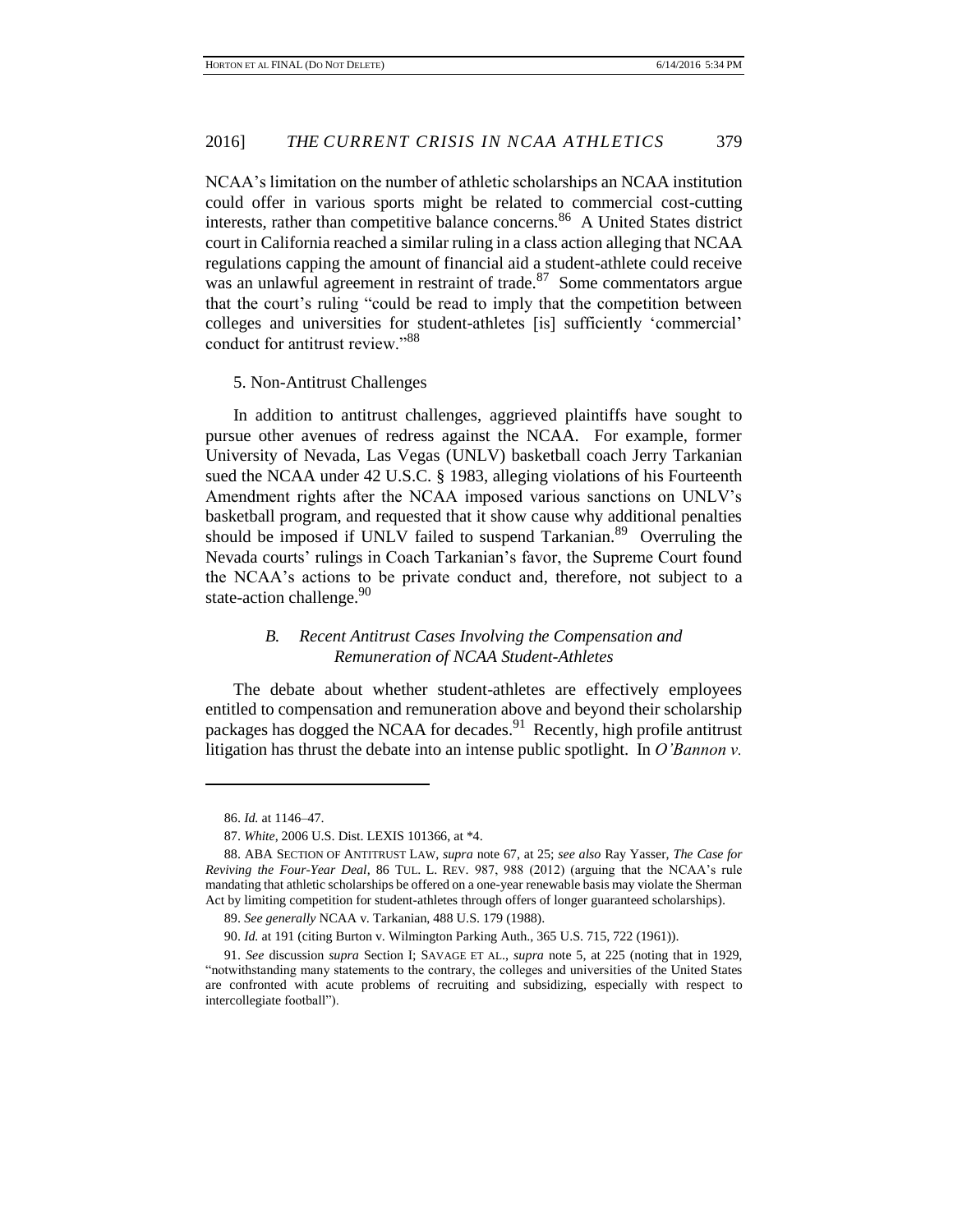NCAA's limitation on the number of athletic scholarships an NCAA institution could offer in various sports might be related to commercial cost-cutting interests, rather than competitive balance concerns.[86] A United States district court in California reached a similar ruling in a class action alleging that NCAA regulations capping the amount of financial aid a student-athlete could receive was an unlawful agreement in restraint of trade.[87] Some commentators argue that the court's ruling "could be read to imply that the competition between colleges and universities for student-athletes [is] sufficiently 'commercial' conduct for antitrust review."[88]

5. Non-Antitrust Challenges

In addition to antitrust challenges, aggrieved plaintiffs have sought to pursue other avenues of redress against the NCAA. For example, former University of Nevada, Las Vegas (UNLV) basketball coach Jerry Tarkanian sued the NCAA under 42 U.S.C. § 1983, alleging violations of his Fourteenth Amendment rights after the NCAA imposed various sanctions on UNLV's basketball program, and requested that it show cause why additional penalties should be imposed if UNLV failed to suspend Tarkanian.[89] Overruling the Nevada courts' rulings in Coach Tarkanian's favor, the Supreme Court found the NCAA's actions to be private conduct and, therefore, not subject to a state-action challenge.[90]

### *B. Recent Antitrust Cases Involving the Compensation and Remuneration of NCAA Student-Athletes*

The debate about whether student-athletes are effectively employees entitled to compensation and remuneration above and beyond their scholarship packages has dogged the NCAA for decades.[91] Recently, high profile antitrust litigation has thrust the debate into an intense public spotlight. In *O'Bannon v.*

---

86. *Id.* at 1146–47.

87. *White*, 2006 U.S. Dist. LEXIS 101366, at *4.

88. ABA SECTION OF ANTITRUST LAW, *supra* note 67, at 25; *see also* Ray Yasser, *The Case for Reviving the Four-Year Deal*, 86 TUL. L. REV. 987, 988 (2012) (arguing that the NCAA's rule mandating that athletic scholarships be offered on a one-year renewable basis may violate the Sherman Act by limiting competition for student-athletes through offers of longer guaranteed scholarships).

89. *See generally* NCAA v. Tarkanian, 488 U.S. 179 (1988).

90. *Id.* at 191 (citing Burton v. Wilmington Parking Auth., 365 U.S. 715, 722 (1961)).

91. *See* discussion *supra* Section I; SAVAGE ET AL., *supra* note 5, at 225 (noting that in 1929, "notwithstanding many statements to the contrary, the colleges and universities of the United States are confronted with acute problems of recruiting and subsidizing, especially with respect to intercollegiate football").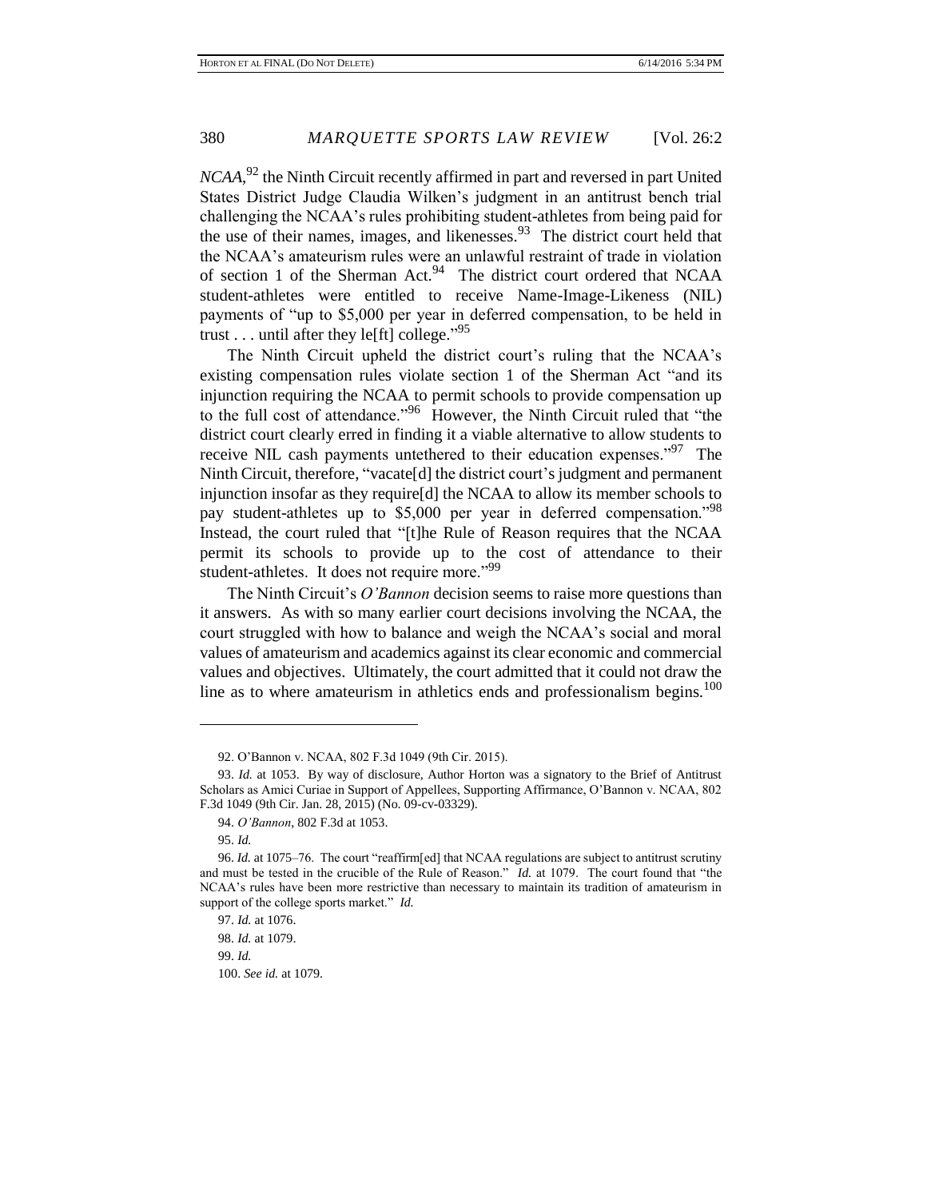*NCAA*,[92] the Ninth Circuit recently affirmed in part and reversed in part United States District Judge Claudia Wilken's judgment in an antitrust bench trial challenging the NCAA's rules prohibiting student-athletes from being paid for the use of their names, images, and likenesses.[93] The district court held that the NCAA's amateurism rules were an unlawful restraint of trade in violation of section 1 of the Sherman Act.[94] The district court ordered that NCAA student-athletes were entitled to receive Name-Image-Likeness (NIL) payments of "up to $5,000 per year in deferred compensation, to be held in trust . . . until after they le[ft] college."[95]

The Ninth Circuit upheld the district court's ruling that the NCAA's existing compensation rules violate section 1 of the Sherman Act "and its injunction requiring the NCAA to permit schools to provide compensation up to the full cost of attendance."[96] However, the Ninth Circuit ruled that "the district court clearly erred in finding it a viable alternative to allow students to receive NIL cash payments untethered to their education expenses."[97] The Ninth Circuit, therefore, "vacate[d] the district court's judgment and permanent injunction insofar as they require[d] the NCAA to allow its member schools to pay student-athletes up to $5,000 per year in deferred compensation."[98] Instead, the court ruled that "[t]he Rule of Reason requires that the NCAA permit its schools to provide up to the cost of attendance to their student-athletes. It does not require more."[99]

The Ninth Circuit's *O'Bannon* decision seems to raise more questions than it answers. As with so many earlier court decisions involving the NCAA, the court struggled with how to balance and weigh the NCAA's social and moral values of amateurism and academics against its clear economic and commercial values and objectives. Ultimately, the court admitted that it could not draw the line as to where amateurism in athletics ends and professionalism begins.[100]

---

92. O'Bannon v. NCAA, 802 F.3d 1049 (9th Cir. 2015).

93. *Id.* at 1053. By way of disclosure, Author Horton was a signatory to the Brief of Antitrust Scholars as Amici Curiae in Support of Appellees, Supporting Affirmance, O'Bannon v. NCAA, 802 F.3d 1049 (9th Cir. Jan. 28, 2015) (No. 09-cv-03329).

94. *O'Bannon*, 802 F.3d at 1053.

95. *Id.*

96. *Id.* at 1075–76. The court "reaffirm[ed] that NCAA regulations are subject to antitrust scrutiny and must be tested in the crucible of the Rule of Reason." *Id.* at 1079. The court found that "the NCAA's rules have been more restrictive than necessary to maintain its tradition of amateurism in support of the college sports market." *Id.*

97. *Id.* at 1076.

98. *Id.* at 1079.

99. *Id.*

100. *See id.* at 1079.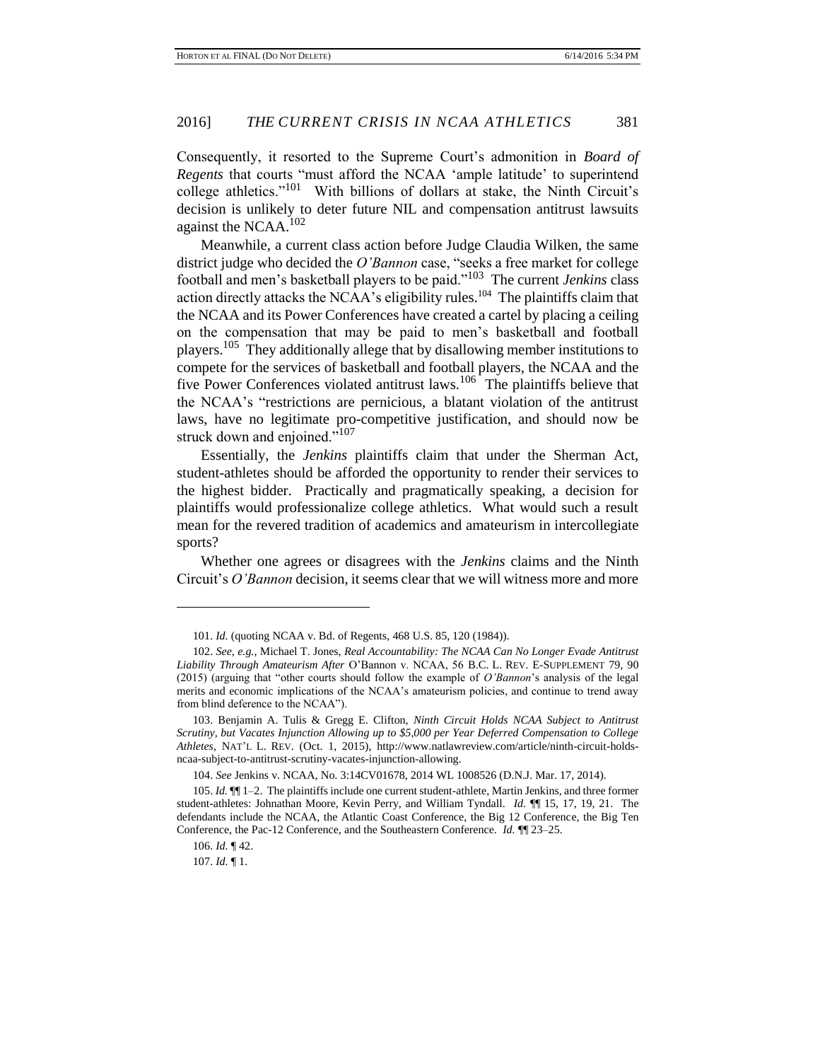Consequently, it resorted to the Supreme Court's admonition in *Board of Regents* that courts "must afford the NCAA 'ample latitude' to superintend college athletics."[101] With billions of dollars at stake, the Ninth Circuit's decision is unlikely to deter future NIL and compensation antitrust lawsuits against the NCAA.[102]

Meanwhile, a current class action before Judge Claudia Wilken, the same district judge who decided the *O'Bannon* case, "seeks a free market for college football and men's basketball players to be paid."[103] The current *Jenkins* class action directly attacks the NCAA's eligibility rules.[104] The plaintiffs claim that the NCAA and its Power Conferences have created a cartel by placing a ceiling on the compensation that may be paid to men's basketball and football players.[105] They additionally allege that by disallowing member institutions to compete for the services of basketball and football players, the NCAA and the five Power Conferences violated antitrust laws.[106] The plaintiffs believe that the NCAA's "restrictions are pernicious, a blatant violation of the antitrust laws, have no legitimate pro-competitive justification, and should now be struck down and enjoined."[107]

Essentially, the *Jenkins* plaintiffs claim that under the Sherman Act, student-athletes should be afforded the opportunity to render their services to the highest bidder. Practically and pragmatically speaking, a decision for plaintiffs would professionalize college athletics. What would such a result mean for the revered tradition of academics and amateurism in intercollegiate sports?

Whether one agrees or disagrees with the *Jenkins* claims and the Ninth Circuit's *O'Bannon* decision, it seems clear that we will witness more and more

---

101. *Id.* (quoting NCAA v. Bd. of Regents, 468 U.S. 85, 120 (1984)).

102. *See, e.g.*, Michael T. Jones, *Real Accountability: The NCAA Can No Longer Evade Antitrust Liability Through Amateurism After* O'Bannon v. NCAA, 56 B.C. L. REV. E-SUPPLEMENT 79, 90 (2015) (arguing that "other courts should follow the example of *O'Bannon*'s analysis of the legal merits and economic implications of the NCAA's amateurism policies, and continue to trend away from blind deference to the NCAA").

103. Benjamin A. Tulis & Gregg E. Clifton, *Ninth Circuit Holds NCAA Subject to Antitrust Scrutiny, but Vacates Injunction Allowing up to $5,000 per Year Deferred Compensation to College Athletes*, NAT'L L. REV. (Oct. 1, 2015), http://www.natlawreview.com/article/ninth-circuit-holds-ncaa-subject-to-antitrust-scrutiny-vacates-injunction-allowing.

104. *See* Jenkins v. NCAA, No. 3:14CV01678, 2014 WL 1008526 (D.N.J. Mar. 17, 2014).

105. *Id.* ¶¶ 1–2. The plaintiffs include one current student-athlete, Martin Jenkins, and three former student-athletes: Johnathan Moore, Kevin Perry, and William Tyndall. *Id.* ¶¶ 15, 17, 19, 21. The defendants include the NCAA, the Atlantic Coast Conference, the Big 12 Conference, the Big Ten Conference, the Pac-12 Conference, and the Southeastern Conference. *Id.* ¶¶ 23–25.

106. *Id.* ¶ 42.

107. *Id.* ¶ 1.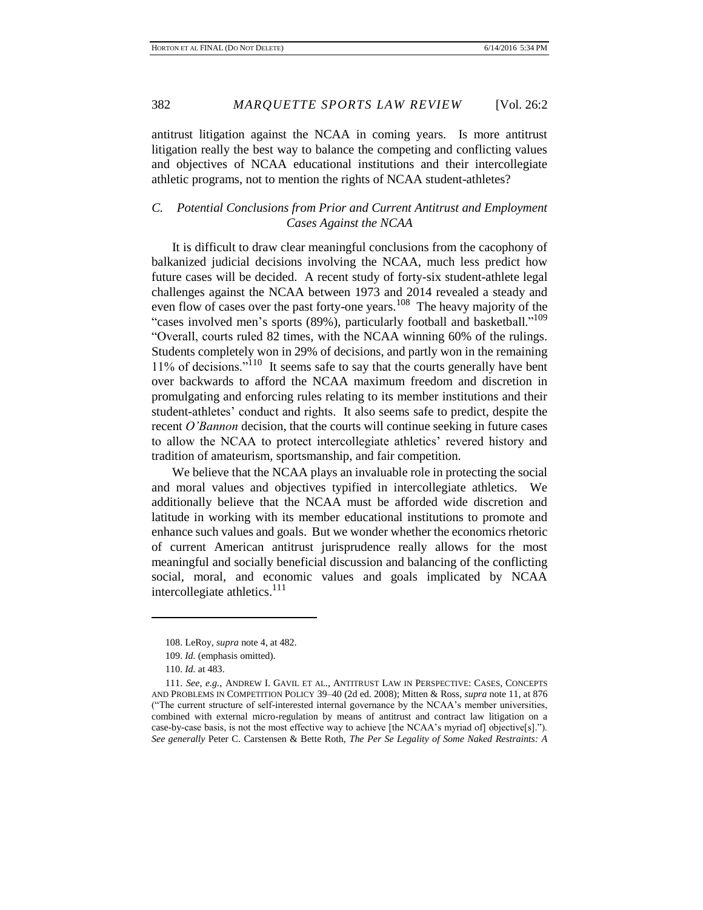antitrust litigation against the NCAA in coming years. Is more antitrust litigation really the best way to balance the competing and conflicting values and objectives of NCAA educational institutions and their intercollegiate athletic programs, not to mention the rights of NCAA student-athletes?

### *C. Potential Conclusions from Prior and Current Antitrust and Employment Cases Against the NCAA*

It is difficult to draw clear meaningful conclusions from the cacophony of balkanized judicial decisions involving the NCAA, much less predict how future cases will be decided. A recent study of forty-six student-athlete legal challenges against the NCAA between 1973 and 2014 revealed a steady and even flow of cases over the past forty-one years.[108] The heavy majority of the "cases involved men's sports (89%), particularly football and basketball."[109] "Overall, courts ruled 82 times, with the NCAA winning 60% of the rulings. Students completely won in 29% of decisions, and partly won in the remaining 11% of decisions."[110] It seems safe to say that the courts generally have bent over backwards to afford the NCAA maximum freedom and discretion in promulgating and enforcing rules relating to its member institutions and their student-athletes' conduct and rights. It also seems safe to predict, despite the recent *O'Bannon* decision, that the courts will continue seeking in future cases to allow the NCAA to protect intercollegiate athletics' revered history and tradition of amateurism, sportsmanship, and fair competition.

We believe that the NCAA plays an invaluable role in protecting the social and moral values and objectives typified in intercollegiate athletics. We additionally believe that the NCAA must be afforded wide discretion and latitude in working with its member educational institutions to promote and enhance such values and goals. But we wonder whether the economics rhetoric of current American antitrust jurisprudence really allows for the most meaningful and socially beneficial discussion and balancing of the conflicting social, moral, and economic values and goals implicated by NCAA intercollegiate athletics.[111]

---

108. LeRoy, *supra* note 4, at 482.

109. *Id.* (emphasis omitted).

110. *Id.* at 483.

111. *See, e.g.*, ANDREW I. GAVIL ET AL., ANTITRUST LAW IN PERSPECTIVE: CASES, CONCEPTS AND PROBLEMS IN COMPETITION POLICY 39–40 (2d ed. 2008); Mitten & Ross, *supra* note 11, at 876 ("The current structure of self-interested internal governance by the NCAA's member universities, combined with external micro-regulation by means of antitrust and contract law litigation on a case-by-case basis, is not the most effective way to achieve [the NCAA's myriad of] objective[s]."). *See generally* Peter C. Carstensen & Bette Roth, *The Per Se Legality of Some Naked Restraints: A*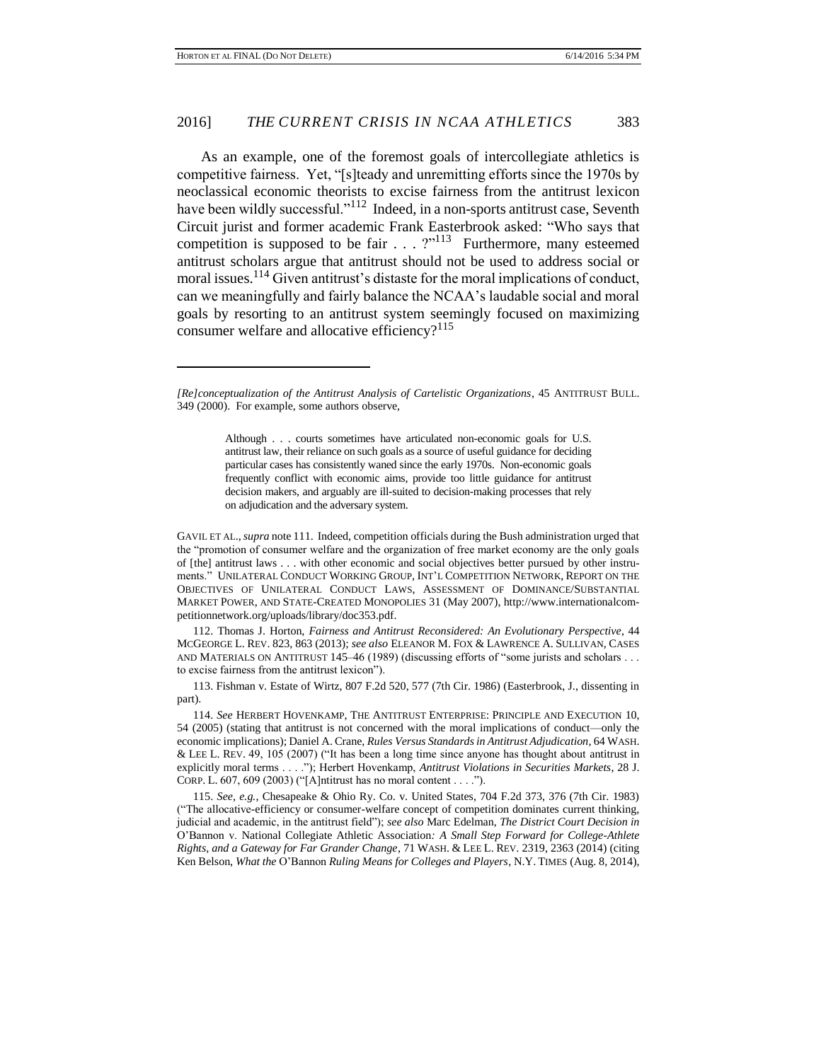As an example, one of the foremost goals of intercollegiate athletics is competitive fairness. Yet, "[s]teady and unremitting efforts since the 1970s by neoclassical economic theorists to excise fairness from the antitrust lexicon have been wildly successful."[112] Indeed, in a non-sports antitrust case, Seventh Circuit jurist and former academic Frank Easterbrook asked: "Who says that competition is supposed to be fair . . . ?"[113] Furthermore, many esteemed antitrust scholars argue that antitrust should not be used to address social or moral issues.[114] Given antitrust's distaste for the moral implications of conduct, can we meaningfully and fairly balance the NCAA's laudable social and moral goals by resorting to an antitrust system seemingly focused on maximizing consumer welfare and allocative efficiency?[115]

---

*[Re]conceptualization of the Antitrust Analysis of Cartelistic Organizations*, 45 ANTITRUST BULL. 349 (2000). For example, some authors observe,

> Although . . . courts sometimes have articulated non-economic goals for U.S. antitrust law, their reliance on such goals as a source of useful guidance for deciding particular cases has consistently waned since the early 1970s. Non-economic goals frequently conflict with economic aims, provide too little guidance for antitrust decision makers, and arguably are ill-suited to decision-making processes that rely on adjudication and the adversary system.

GAVIL ET AL., *supra* note 111. Indeed, competition officials during the Bush administration urged that the "promotion of consumer welfare and the organization of free market economy are the only goals of [the] antitrust laws . . . with other economic and social objectives better pursued by other instruments." UNILATERAL CONDUCT WORKING GROUP, INT'L COMPETITION NETWORK, REPORT ON THE OBJECTIVES OF UNILATERAL CONDUCT LAWS, ASSESSMENT OF DOMINANCE/SUBSTANTIAL MARKET POWER, AND STATE-CREATED MONOPOLIES 31 (May 2007), http://www.internationalcompetitionnetwork.org/uploads/library/doc353.pdf.

112. Thomas J. Horton, *Fairness and Antitrust Reconsidered: An Evolutionary Perspective*, 44 MCGEORGE L. REV. 823, 863 (2013); *see also* ELEANOR M. FOX & LAWRENCE A. SULLIVAN, CASES AND MATERIALS ON ANTITRUST 145–46 (1989) (discussing efforts of "some jurists and scholars . . . to excise fairness from the antitrust lexicon").

113. Fishman v. Estate of Wirtz, 807 F.2d 520, 577 (7th Cir. 1986) (Easterbrook, J., dissenting in part).

114. *See* HERBERT HOVENKAMP, THE ANTITRUST ENTERPRISE: PRINCIPLE AND EXECUTION 10, 54 (2005) (stating that antitrust is not concerned with the moral implications of conduct—only the economic implications); Daniel A. Crane, *Rules Versus Standards in Antitrust Adjudication*, 64 WASH. & LEE L. REV. 49, 105 (2007) ("It has been a long time since anyone has thought about antitrust in explicitly moral terms . . . ."); Herbert Hovenkamp, *Antitrust Violations in Securities Markets*, 28 J. CORP. L. 607, 609 (2003) ("[A]ntitrust has no moral content . . . .").

115. *See, e.g.*, Chesapeake & Ohio Ry. Co. v. United States, 704 F.2d 373, 376 (7th Cir. 1983) ("The allocative-efficiency or consumer-welfare concept of competition dominates current thinking, judicial and academic, in the antitrust field"); *see also* Marc Edelman, *The District Court Decision in* O'Bannon v. National Collegiate Athletic Association*: A Small Step Forward for College-Athlete Rights, and a Gateway for Far Grander Change*, 71 WASH. & LEE L. REV. 2319, 2363 (2014) (citing Ken Belson, *What the* O'Bannon *Ruling Means for Colleges and Players*, N.Y. TIMES (Aug. 8, 2014),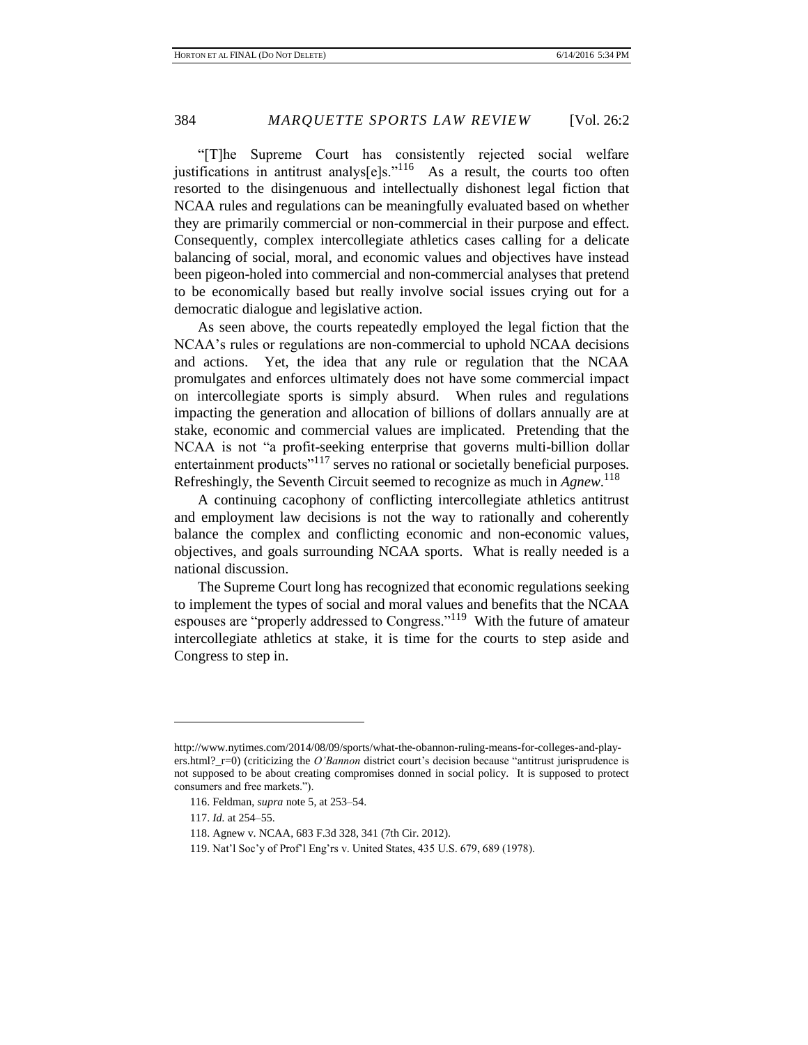"[T]he Supreme Court has consistently rejected social welfare justifications in antitrust analys[e]s."[116] As a result, the courts too often resorted to the disingenuous and intellectually dishonest legal fiction that NCAA rules and regulations can be meaningfully evaluated based on whether they are primarily commercial or non-commercial in their purpose and effect. Consequently, complex intercollegiate athletics cases calling for a delicate balancing of social, moral, and economic values and objectives have instead been pigeon-holed into commercial and non-commercial analyses that pretend to be economically based but really involve social issues crying out for a democratic dialogue and legislative action.

As seen above, the courts repeatedly employed the legal fiction that the NCAA's rules or regulations are non-commercial to uphold NCAA decisions and actions. Yet, the idea that any rule or regulation that the NCAA promulgates and enforces ultimately does not have some commercial impact on intercollegiate sports is simply absurd. When rules and regulations impacting the generation and allocation of billions of dollars annually are at stake, economic and commercial values are implicated. Pretending that the NCAA is not "a profit-seeking enterprise that governs multi-billion dollar entertainment products"[117] serves no rational or societally beneficial purposes. Refreshingly, the Seventh Circuit seemed to recognize as much in *Agnew*.[118]

A continuing cacophony of conflicting intercollegiate athletics antitrust and employment law decisions is not the way to rationally and coherently balance the complex and conflicting economic and non-economic values, objectives, and goals surrounding NCAA sports. What is really needed is a national discussion.

The Supreme Court long has recognized that economic regulations seeking to implement the types of social and moral values and benefits that the NCAA espouses are "properly addressed to Congress."[119] With the future of amateur intercollegiate athletics at stake, it is time for the courts to step aside and Congress to step in.

---

http://www.nytimes.com/2014/08/09/sports/what-the-obannon-ruling-means-for-colleges-and-players.html?_r=0) (criticizing the *O'Bannon* district court's decision because "antitrust jurisprudence is not supposed to be about creating compromises donned in social policy. It is supposed to protect consumers and free markets.").

116. Feldman, *supra* note 5, at 253–54.

117. *Id.* at 254–55.

118. Agnew v. NCAA, 683 F.3d 328, 341 (7th Cir. 2012).

119. Nat'l Soc'y of Prof'l Eng'rs v. United States, 435 U.S. 679, 689 (1978).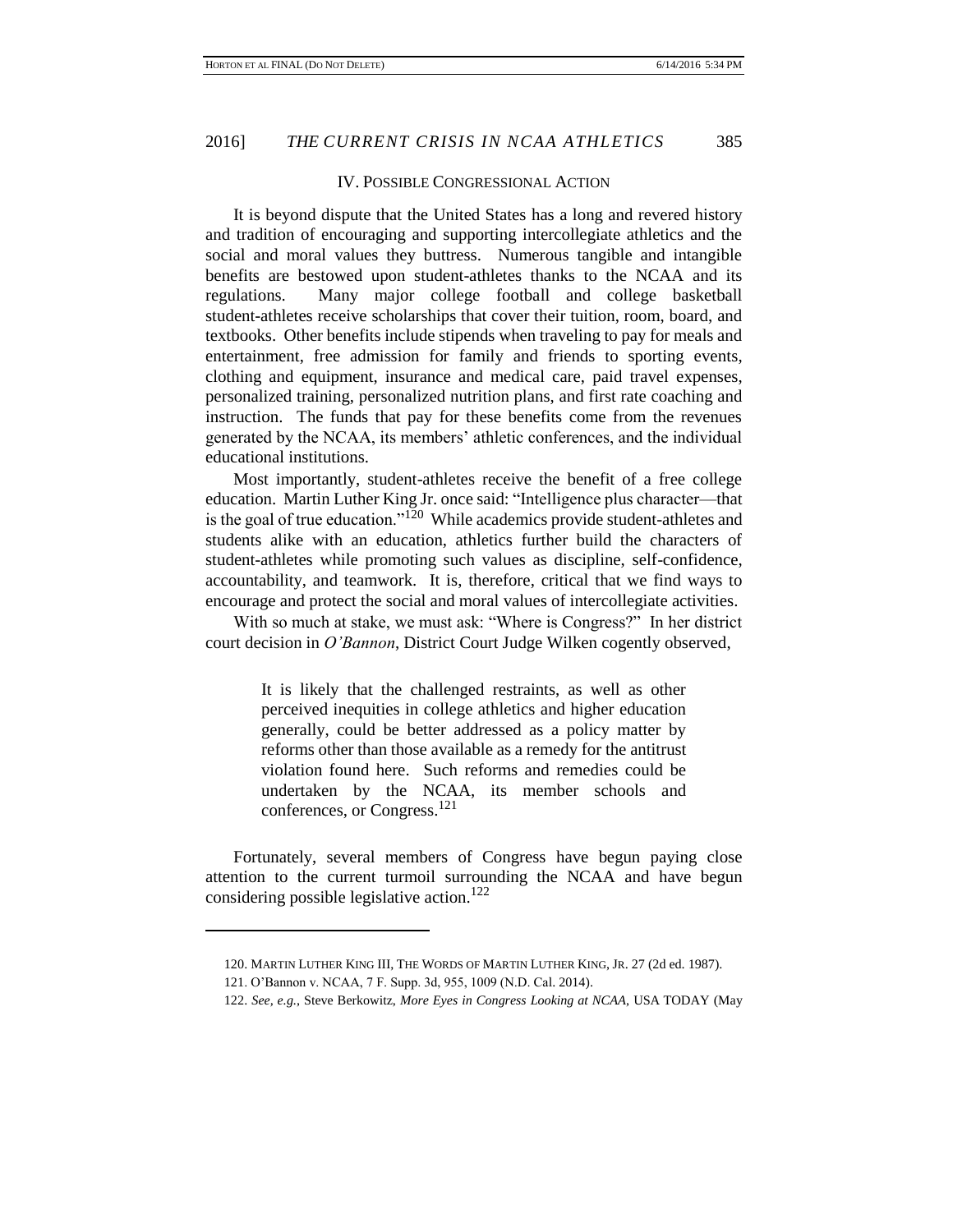## IV. Possible Congressional Action

It is beyond dispute that the United States has a long and revered history and tradition of encouraging and supporting intercollegiate athletics and the social and moral values they buttress. Numerous tangible and intangible benefits are bestowed upon student-athletes thanks to the NCAA and its regulations. Many major college football and college basketball student-athletes receive scholarships that cover their tuition, room, board, and textbooks. Other benefits include stipends when traveling to pay for meals and entertainment, free admission for family and friends to sporting events, clothing and equipment, insurance and medical care, paid travel expenses, personalized training, personalized nutrition plans, and first rate coaching and instruction. The funds that pay for these benefits come from the revenues generated by the NCAA, its members' athletic conferences, and the individual educational institutions.

Most importantly, student-athletes receive the benefit of a free college education. Martin Luther King Jr. once said: "Intelligence plus character—that is the goal of true education."[120] While academics provide student-athletes and students alike with an education, athletics further build the characters of student-athletes while promoting such values as discipline, self-confidence, accountability, and teamwork. It is, therefore, critical that we find ways to encourage and protect the social and moral values of intercollegiate activities.

With so much at stake, we must ask: "Where is Congress?" In her district court decision in *O'Bannon*, District Court Judge Wilken cogently observed,

> It is likely that the challenged restraints, as well as other perceived inequities in college athletics and higher education generally, could be better addressed as a policy matter by reforms other than those available as a remedy for the antitrust violation found here. Such reforms and remedies could be undertaken by the NCAA, its member schools and conferences, or Congress.[121]

Fortunately, several members of Congress have begun paying close attention to the current turmoil surrounding the NCAA and have begun considering possible legislative action.[122]

---

120. Martin Luther King III, The Words of Martin Luther King, Jr. 27 (2d ed. 1987).

121. O'Bannon v. NCAA, 7 F. Supp. 3d, 955, 1009 (N.D. Cal. 2014).

122. *See, e.g.*, Steve Berkowitz, *More Eyes in Congress Looking at NCAA*, USA TODAY (May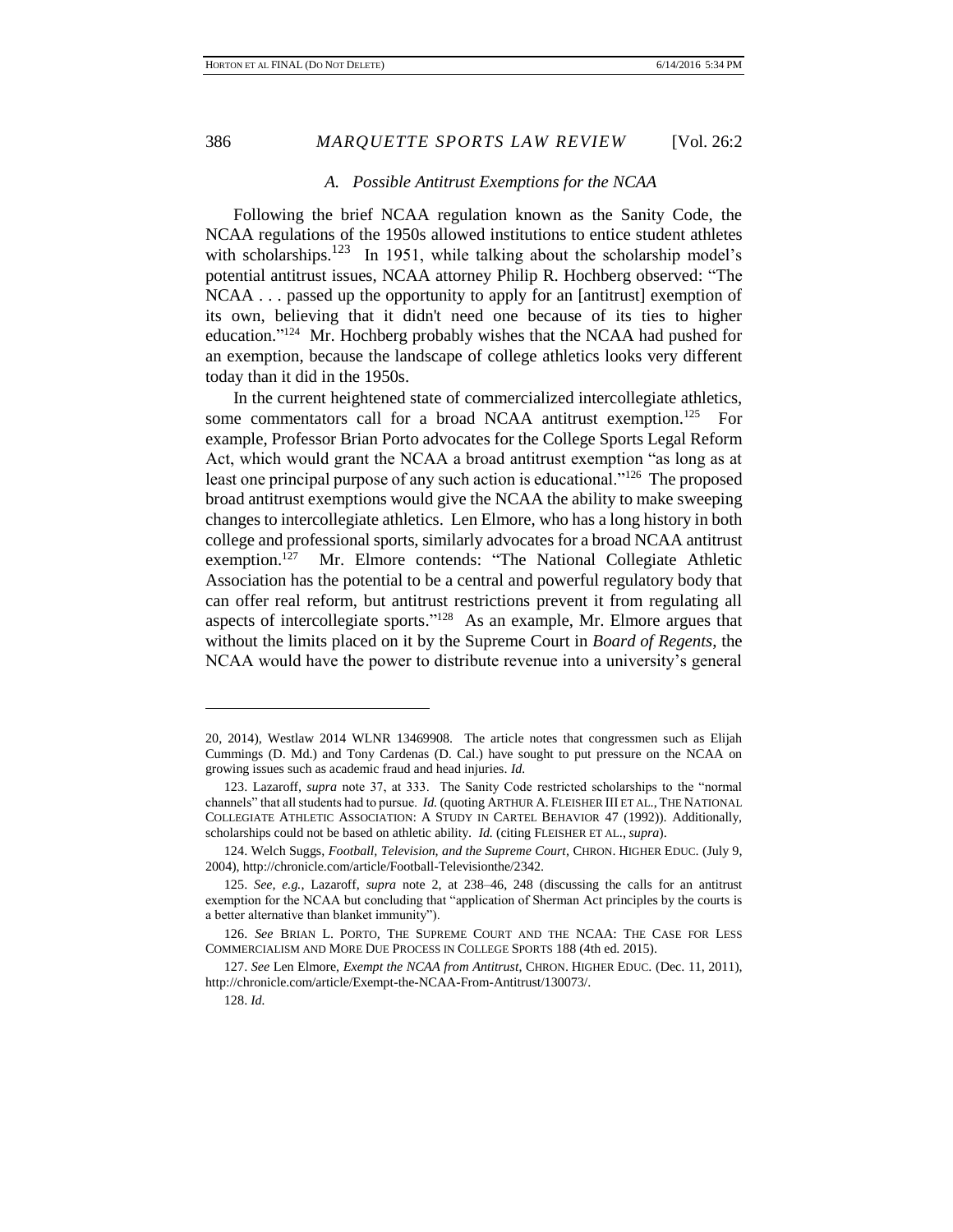### A. Possible Antitrust Exemptions for the NCAA

Following the brief NCAA regulation known as the Sanity Code, the NCAA regulations of the 1950s allowed institutions to entice student athletes with scholarships.[123] In 1951, while talking about the scholarship model's potential antitrust issues, NCAA attorney Philip R. Hochberg observed: "The NCAA . . . passed up the opportunity to apply for an [antitrust] exemption of its own, believing that it didn't need one because of its ties to higher education."[124] Mr. Hochberg probably wishes that the NCAA had pushed for an exemption, because the landscape of college athletics looks very different today than it did in the 1950s.

In the current heightened state of commercialized intercollegiate athletics, some commentators call for a broad NCAA antitrust exemption.[125] For example, Professor Brian Porto advocates for the College Sports Legal Reform Act, which would grant the NCAA a broad antitrust exemption "as long as at least one principal purpose of any such action is educational."[126] The proposed broad antitrust exemptions would give the NCAA the ability to make sweeping changes to intercollegiate athletics. Len Elmore, who has a long history in both college and professional sports, similarly advocates for a broad NCAA antitrust exemption.[127] Mr. Elmore contends: "The National Collegiate Athletic Association has the potential to be a central and powerful regulatory body that can offer real reform, but antitrust restrictions prevent it from regulating all aspects of intercollegiate sports."[128] As an example, Mr. Elmore argues that without the limits placed on it by the Supreme Court in *Board of Regents*, the NCAA would have the power to distribute revenue into a university's general

---

20, 2014), Westlaw 2014 WLNR 13469908. The article notes that congressmen such as Elijah Cummings (D. Md.) and Tony Cardenas (D. Cal.) have sought to put pressure on the NCAA on growing issues such as academic fraud and head injuries. *Id.*

123. Lazaroff, *supra* note 37, at 333. The Sanity Code restricted scholarships to the "normal channels" that all students had to pursue. *Id.* (quoting ARTHUR A. FLEISHER III ET AL., THE NATIONAL COLLEGIATE ATHLETIC ASSOCIATION: A STUDY IN CARTEL BEHAVIOR 47 (1992)). Additionally, scholarships could not be based on athletic ability. *Id.* (citing FLEISHER ET AL., *supra*).

124. Welch Suggs, *Football, Television, and the Supreme Court*, CHRON. HIGHER EDUC. (July 9, 2004), http://chronicle.com/article/Football-Televisionthe/2342.

125. *See, e.g.*, Lazaroff, *supra* note 2, at 238–46, 248 (discussing the calls for an antitrust exemption for the NCAA but concluding that "application of Sherman Act principles by the courts is a better alternative than blanket immunity").

126. *See* BRIAN L. PORTO, THE SUPREME COURT AND THE NCAA: THE CASE FOR LESS COMMERCIALISM AND MORE DUE PROCESS IN COLLEGE SPORTS 188 (4th ed. 2015).

127. *See* Len Elmore, *Exempt the NCAA from Antitrust*, CHRON. HIGHER EDUC. (Dec. 11, 2011), http://chronicle.com/article/Exempt-the-NCAA-From-Antitrust/130073/.

128. *Id.*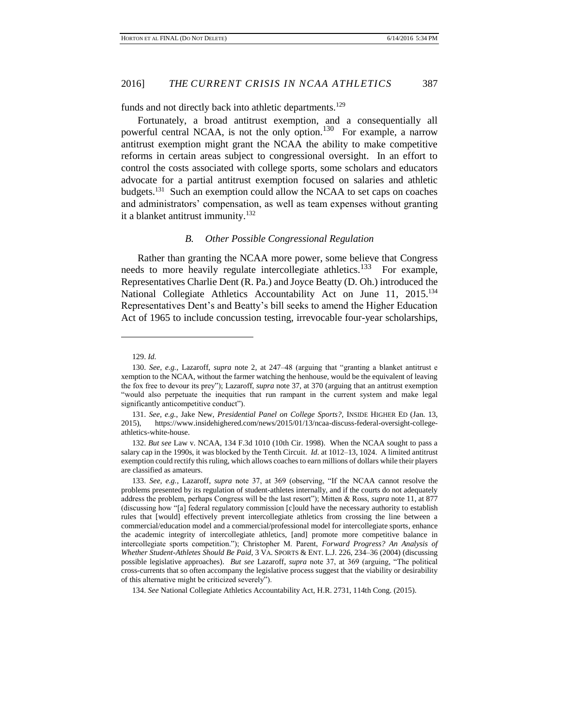funds and not directly back into athletic departments.[129]

Fortunately, a broad antitrust exemption, and a consequentially all powerful central NCAA, is not the only option.[130] For example, a narrow antitrust exemption might grant the NCAA the ability to make competitive reforms in certain areas subject to congressional oversight. In an effort to control the costs associated with college sports, some scholars and educators advocate for a partial antitrust exemption focused on salaries and athletic budgets.[131] Such an exemption could allow the NCAA to set caps on coaches and administrators' compensation, as well as team expenses without granting it a blanket antitrust immunity.[132]

### *B. Other Possible Congressional Regulation*

Rather than granting the NCAA more power, some believe that Congress needs to more heavily regulate intercollegiate athletics.[133] For example, Representatives Charlie Dent (R. Pa.) and Joyce Beatty (D. Oh.) introduced the National Collegiate Athletics Accountability Act on June 11, 2015.[134] Representatives Dent's and Beatty's bill seeks to amend the Higher Education Act of 1965 to include concussion testing, irrevocable four-year scholarships,

---

129. *Id.*

130. *See, e.g.*, Lazaroff, *supra* note 2, at 247–48 (arguing that "granting a blanket antitrust e xemption to the NCAA, without the farmer watching the henhouse, would be the equivalent of leaving the fox free to devour its prey"); Lazaroff, *supra* note 37, at 370 (arguing that an antitrust exemption "would also perpetuate the inequities that run rampant in the current system and make legal significantly anticompetitive conduct").

131. *See, e.g.*, Jake New, *Presidential Panel on College Sports?*, INSIDE HIGHER ED (Jan. 13, 2015), https://www.insidehighered.com/news/2015/01/13/ncaa-discuss-federal-oversight-college-athletics-white-house.

132. *But see* Law v. NCAA, 134 F.3d 1010 (10th Cir. 1998). When the NCAA sought to pass a salary cap in the 1990s, it was blocked by the Tenth Circuit. *Id.* at 1012–13, 1024. A limited antitrust exemption could rectify this ruling, which allows coaches to earn millions of dollars while their players are classified as amateurs.

133. *See, e.g.*, Lazaroff, *supra* note 37, at 369 (observing, "If the NCAA cannot resolve the problems presented by its regulation of student-athletes internally, and if the courts do not adequately address the problem, perhaps Congress will be the last resort"); Mitten & Ross, *supra* note 11, at 877 (discussing how "[a] federal regulatory commission [c]ould have the necessary authority to establish rules that [would] effectively prevent intercollegiate athletics from crossing the line between a commercial/education model and a commercial/professional model for intercollegiate sports, enhance the academic integrity of intercollegiate athletics, [and] promote more competitive balance in intercollegiate sports competition."); Christopher M. Parent, *Forward Progress? An Analysis of Whether Student-Athletes Should Be Paid*, 3 VA. SPORTS & ENT. L.J. 226, 234–36 (2004) (discussing possible legislative approaches). *But see* Lazaroff, *supra* note 37, at 369 (arguing, "The political cross-currents that so often accompany the legislative process suggest that the viability or desirability of this alternative might be criticized severely").

134. *See* National Collegiate Athletics Accountability Act, H.R. 2731, 114th Cong. (2015).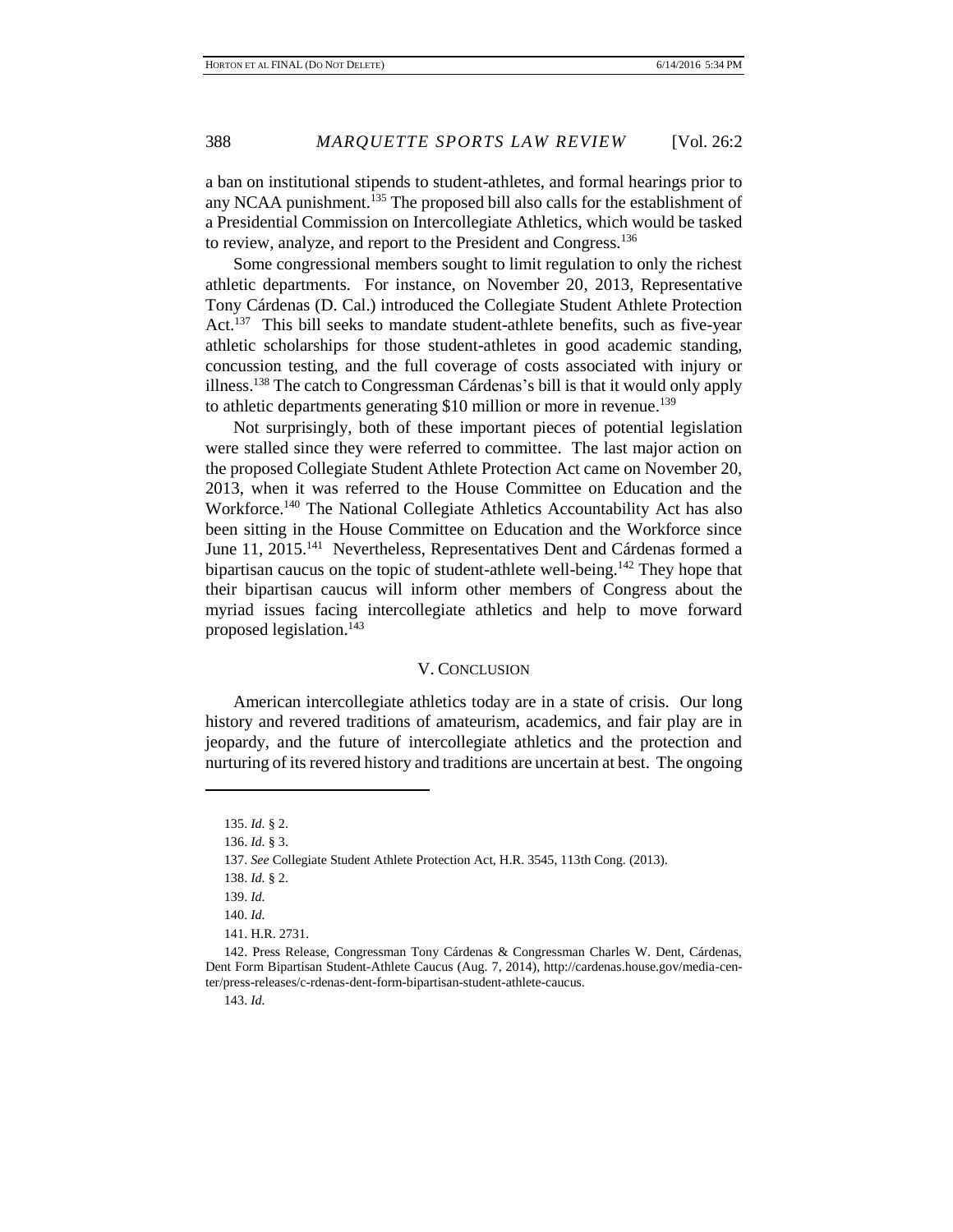a ban on institutional stipends to student-athletes, and formal hearings prior to any NCAA punishment.[135] The proposed bill also calls for the establishment of a Presidential Commission on Intercollegiate Athletics, which would be tasked to review, analyze, and report to the President and Congress.[136]

Some congressional members sought to limit regulation to only the richest athletic departments. For instance, on November 20, 2013, Representative Tony Cárdenas (D. Cal.) introduced the Collegiate Student Athlete Protection Act.[137] This bill seeks to mandate student-athlete benefits, such as five-year athletic scholarships for those student-athletes in good academic standing, concussion testing, and the full coverage of costs associated with injury or illness.[138] The catch to Congressman Cárdenas's bill is that it would only apply to athletic departments generating $10 million or more in revenue.[139]

Not surprisingly, both of these important pieces of potential legislation were stalled since they were referred to committee. The last major action on the proposed Collegiate Student Athlete Protection Act came on November 20, 2013, when it was referred to the House Committee on Education and the Workforce.[140] The National Collegiate Athletics Accountability Act has also been sitting in the House Committee on Education and the Workforce since June 11, 2015.[141] Nevertheless, Representatives Dent and Cárdenas formed a bipartisan caucus on the topic of student-athlete well-being.[142] They hope that their bipartisan caucus will inform other members of Congress about the myriad issues facing intercollegiate athletics and help to move forward proposed legislation.[143]

## V. CONCLUSION

American intercollegiate athletics today are in a state of crisis. Our long history and revered traditions of amateurism, academics, and fair play are in jeopardy, and the future of intercollegiate athletics and the protection and nurturing of its revered history and traditions are uncertain at best. The ongoing

---

135. *Id.* § 2.

136. *Id.* § 3.

137. *See* Collegiate Student Athlete Protection Act, H.R. 3545, 113th Cong. (2013).

138. *Id.* § 2.

139. *Id.*

140. *Id.*

141. H.R. 2731.

142. Press Release, Congressman Tony Cárdenas & Congressman Charles W. Dent, Cárdenas, Dent Form Bipartisan Student-Athlete Caucus (Aug. 7, 2014), http://cardenas.house.gov/media-center/press-releases/c-rdenas-dent-form-bipartisan-student-athlete-caucus.

143. *Id.*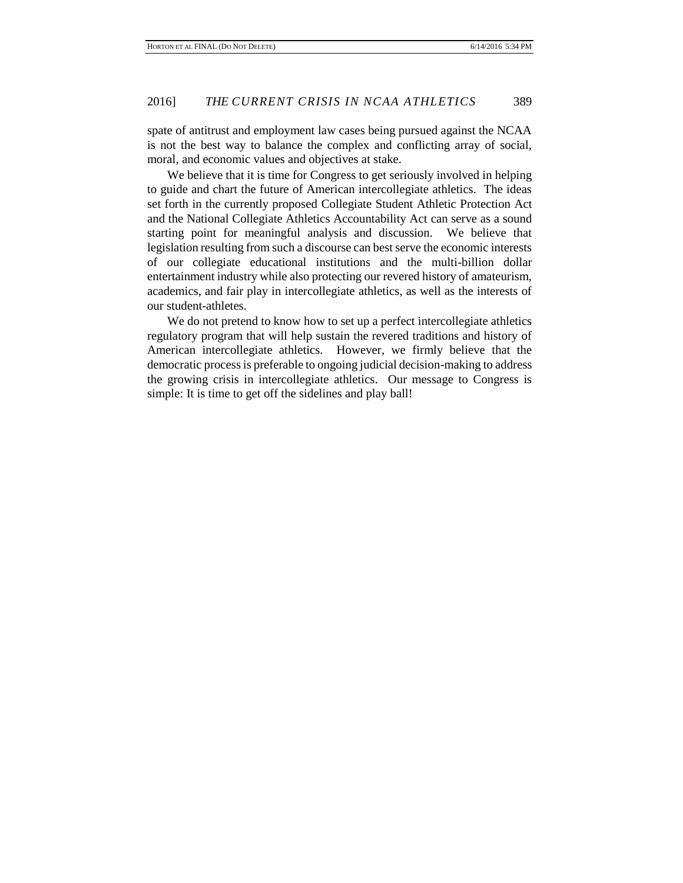spate of antitrust and employment law cases being pursued against the NCAA is not the best way to balance the complex and conflicting array of social, moral, and economic values and objectives at stake.

We believe that it is time for Congress to get seriously involved in helping to guide and chart the future of American intercollegiate athletics. The ideas set forth in the currently proposed Collegiate Student Athletic Protection Act and the National Collegiate Athletics Accountability Act can serve as a sound starting point for meaningful analysis and discussion. We believe that legislation resulting from such a discourse can best serve the economic interests of our collegiate educational institutions and the multi-billion dollar entertainment industry while also protecting our revered history of amateurism, academics, and fair play in intercollegiate athletics, as well as the interests of our student-athletes.

We do not pretend to know how to set up a perfect intercollegiate athletics regulatory program that will help sustain the revered traditions and history of American intercollegiate athletics. However, we firmly believe that the democratic process is preferable to ongoing judicial decision-making to address the growing crisis in intercollegiate athletics. Our message to Congress is simple: It is time to get off the sidelines and play ball!